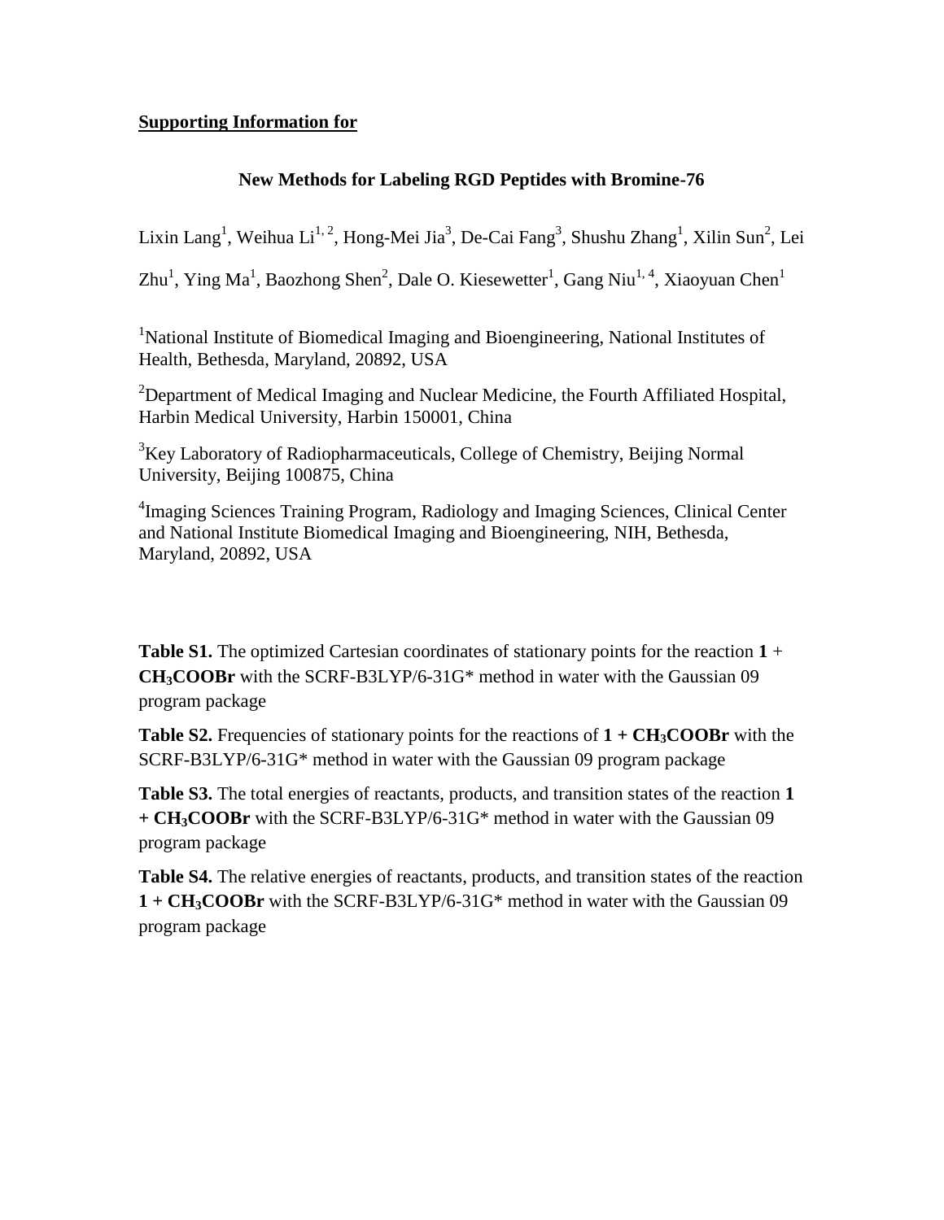**Supporting Information for**

# New Methods for Labeling RGD Peptides with Bromine-76

Lixin Lang[1], Weihua Li[1, 2], Hong-Mei Jia[3], De-Cai Fang[3], Shushu Zhang[1], Xilin Sun[2], Lei Zhu[1], Ying Ma[1], Baozhong Shen[2], Dale O. Kiesewetter[1], Gang Niu[1, 4], Xiaoyuan Chen[1]

[1]National Institute of Biomedical Imaging and Bioengineering, National Institutes of Health, Bethesda, Maryland, 20892, USA

[2]Department of Medical Imaging and Nuclear Medicine, the Fourth Affiliated Hospital, Harbin Medical University, Harbin 150001, China

[3]Key Laboratory of Radiopharmaceuticals, College of Chemistry, Beijing Normal University, Beijing 100875, China

[4]Imaging Sciences Training Program, Radiology and Imaging Sciences, Clinical Center and National Institute Biomedical Imaging and Bioengineering, NIH, Bethesda, Maryland, 20892, USA

**Table S1.** The optimized Cartesian coordinates of stationary points for the reaction **1** + **$CH_3COOBr$** with the SCRF-B3LYP/6-31G* method in water with the Gaussian 09 program package

**Table S2.** Frequencies of stationary points for the reactions of **1 + $CH_3COOBr$** with the SCRF-B3LYP/6-31G* method in water with the Gaussian 09 program package

**Table S3.** The total energies of reactants, products, and transition states of the reaction **1 + $CH_3COOBr$** with the SCRF-B3LYP/6-31G* method in water with the Gaussian 09 program package

**Table S4.** The relative energies of reactants, products, and transition states of the reaction **1 + $CH_3COOBr$** with the SCRF-B3LYP/6-31G* method in water with the Gaussian 09 program package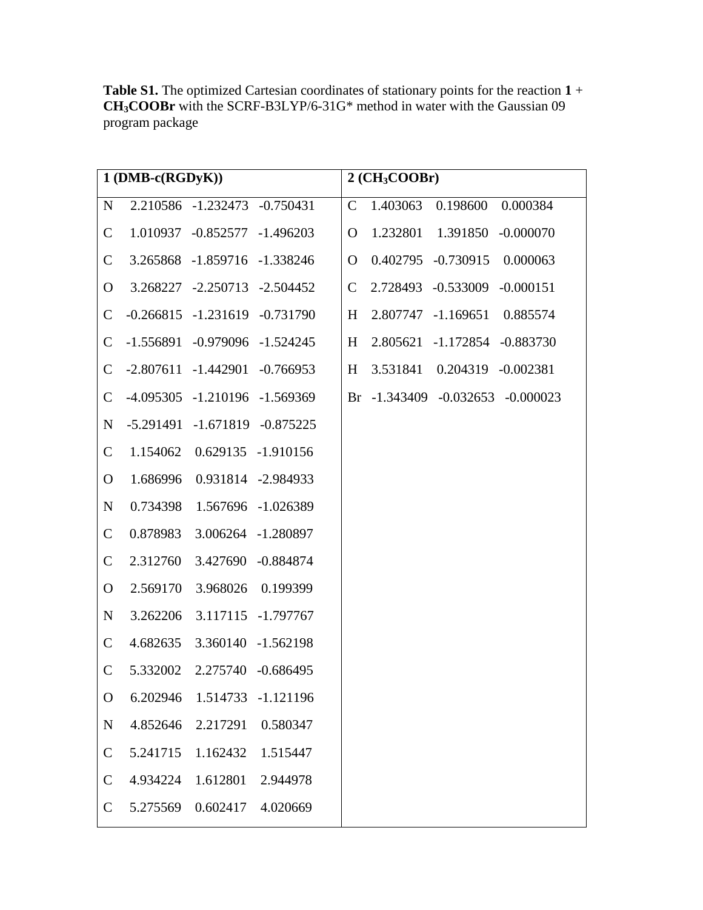**Table S1.** The optimized Cartesian coordinates of stationary points for the reaction **1** + **$CH_3COOBr$** with the SCRF-B3LYP/6-31G* method in water with the Gaussian 09 program package

| **1 (DMB-c(RGDyK))** | | | | **2 ($CH_3COOBr$)** | | | |
|---|---|---|---|---|---|---|---|
| N | 2.210586 | -1.232473 | -0.750431 | C | 1.403063 | 0.198600 | 0.000384 |
| C | 1.010937 | -0.852577 | -1.496203 | O | 1.232801 | 1.391850 | -0.000070 |
| C | 3.265868 | -1.859716 | -1.338246 | O | 0.402795 | -0.730915 | 0.000063 |
| O | 3.268227 | -2.250713 | -2.504452 | C | 2.728493 | -0.533009 | -0.000151 |
| C | -0.266815 | -1.231619 | -0.731790 | H | 2.807747 | -1.169651 | 0.885574 |
| C | -1.556891 | -0.979096 | -1.524245 | H | 2.805621 | -1.172854 | -0.883730 |
| C | -2.807611 | -1.442901 | -0.766953 | H | 3.531841 | 0.204319 | -0.002381 |
| C | -4.095305 | -1.210196 | -1.569369 | Br | -1.343409 | -0.032653 | -0.000023 |
| N | -5.291491 | -1.671819 | -0.875225 | | | | |
| C | 1.154062 | 0.629135 | -1.910156 | | | | |
| O | 1.686996 | 0.931814 | -2.984933 | | | | |
| N | 0.734398 | 1.567696 | -1.026389 | | | | |
| C | 0.878983 | 3.006264 | -1.280897 | | | | |
| C | 2.312760 | 3.427690 | -0.884874 | | | | |
| O | 2.569170 | 3.968026 | 0.199399 | | | | |
| N | 3.262206 | 3.117115 | -1.797767 | | | | |
| C | 4.682635 | 3.360140 | -1.562198 | | | | |
| C | 5.332002 | 2.275740 | -0.686495 | | | | |
| O | 6.202946 | 1.514733 | -1.121196 | | | | |
| N | 4.852646 | 2.217291 | 0.580347 | | | | |
| C | 5.241715 | 1.162432 | 1.515447 | | | | |
| C | 4.934224 | 1.612801 | 2.944978 | | | | |
| C | 5.275569 | 0.602417 | 4.020669 | | | | |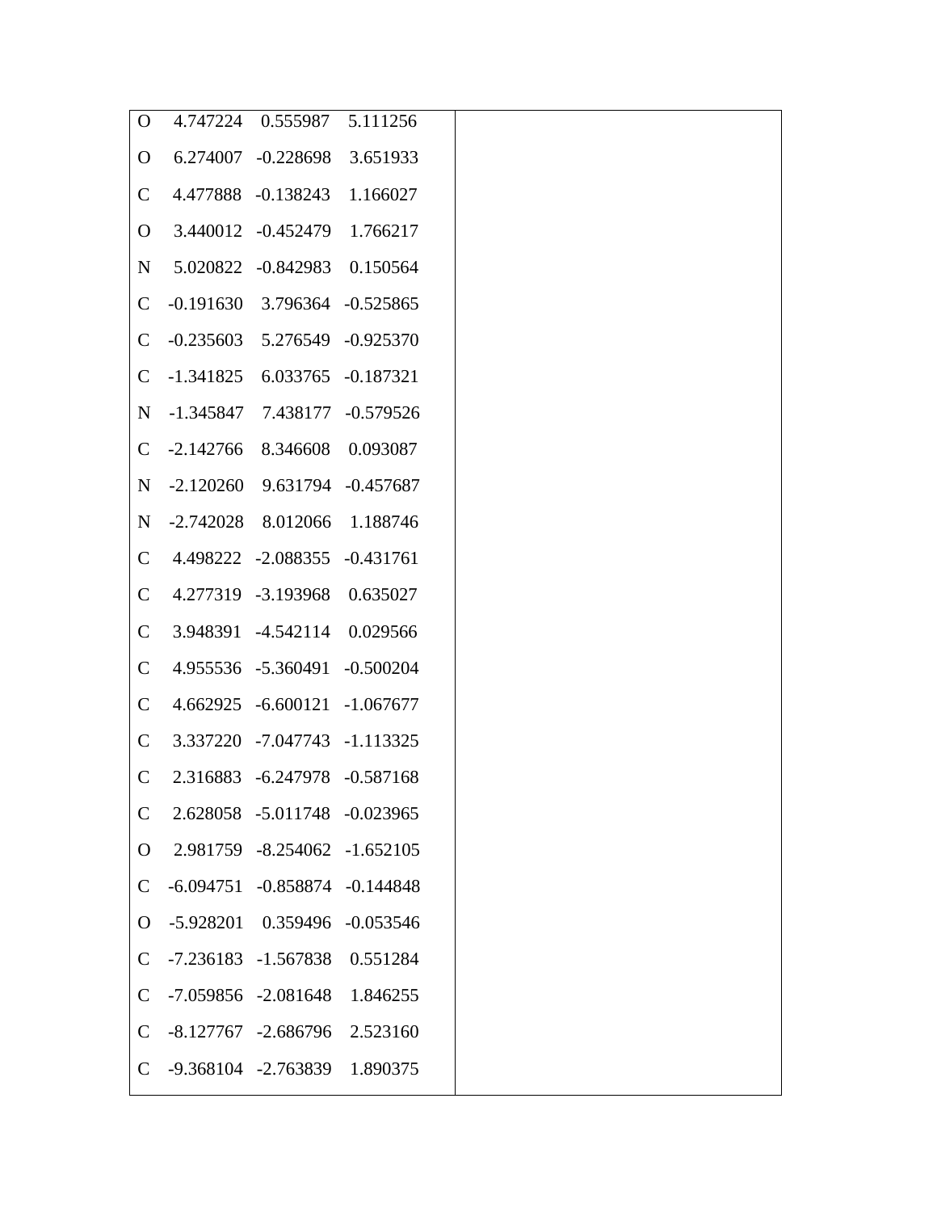| | | | | |
|---|---|---|---|---|
| O | 4.747224 | 0.555987 | 5.111256 | |
| O | 6.274007 | -0.228698 | 3.651933 | |
| C | 4.477888 | -0.138243 | 1.166027 | |
| O | 3.440012 | -0.452479 | 1.766217 | |
| N | 5.020822 | -0.842983 | 0.150564 | |
| C | -0.191630 | 3.796364 | -0.525865 | |
| C | -0.235603 | 5.276549 | -0.925370 | |
| C | -1.341825 | 6.033765 | -0.187321 | |
| N | -1.345847 | 7.438177 | -0.579526 | |
| C | -2.142766 | 8.346608 | 0.093087 | |
| N | -2.120260 | 9.631794 | -0.457687 | |
| N | -2.742028 | 8.012066 | 1.188746 | |
| C | 4.498222 | -2.088355 | -0.431761 | |
| C | 4.277319 | -3.193968 | 0.635027 | |
| C | 3.948391 | -4.542114 | 0.029566 | |
| C | 4.955536 | -5.360491 | -0.500204 | |
| C | 4.662925 | -6.600121 | -1.067677 | |
| C | 3.337220 | -7.047743 | -1.113325 | |
| C | 2.316883 | -6.247978 | -0.587168 | |
| C | 2.628058 | -5.011748 | -0.023965 | |
| O | 2.981759 | -8.254062 | -1.652105 | |
| C | -6.094751 | -0.858874 | -0.144848 | |
| O | -5.928201 | 0.359496 | -0.053546 | |
| C | -7.236183 | -1.567838 | 0.551284 | |
| C | -7.059856 | -2.081648 | 1.846255 | |
| C | -8.127767 | -2.686796 | 2.523160 | |
| C | -9.368104 | -2.763839 | 1.890375 | |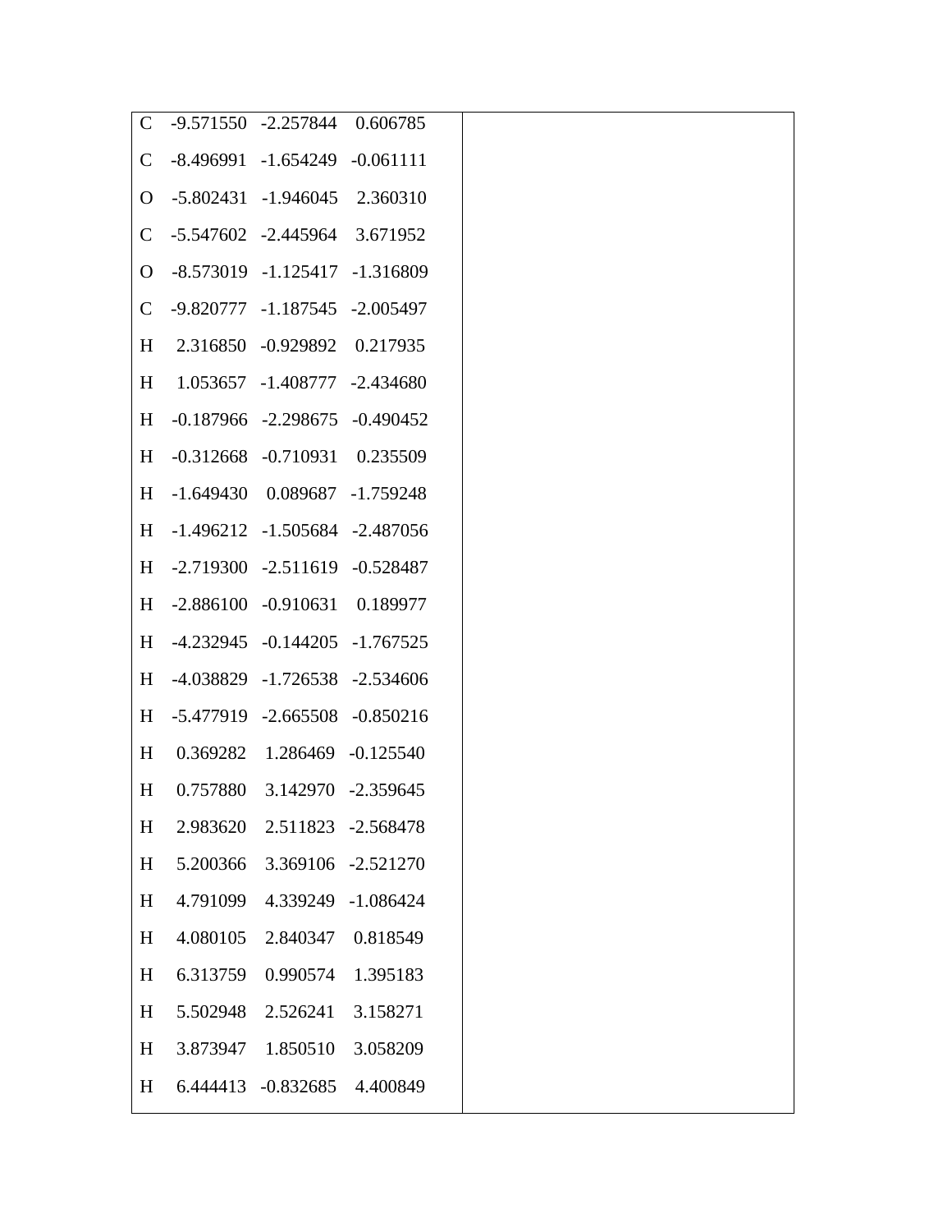| | | | | |
|---|---|---|---|---|
| C | -9.571550 | -2.257844 | 0.606785 | |
| C | -8.496991 | -1.654249 | -0.061111 | |
| O | -5.802431 | -1.946045 | 2.360310 | |
| C | -5.547602 | -2.445964 | 3.671952 | |
| O | -8.573019 | -1.125417 | -1.316809 | |
| C | -9.820777 | -1.187545 | -2.005497 | |
| H | 2.316850 | -0.929892 | 0.217935 | |
| H | 1.053657 | -1.408777 | -2.434680 | |
| H | -0.187966 | -2.298675 | -0.490452 | |
| H | -0.312668 | -0.710931 | 0.235509 | |
| H | -1.649430 | 0.089687 | -1.759248 | |
| H | -1.496212 | -1.505684 | -2.487056 | |
| H | -2.719300 | -2.511619 | -0.528487 | |
| H | -2.886100 | -0.910631 | 0.189977 | |
| H | -4.232945 | -0.144205 | -1.767525 | |
| H | -4.038829 | -1.726538 | -2.534606 | |
| H | -5.477919 | -2.665508 | -0.850216 | |
| H | 0.369282 | 1.286469 | -0.125540 | |
| H | 0.757880 | 3.142970 | -2.359645 | |
| H | 2.983620 | 2.511823 | -2.568478 | |
| H | 5.200366 | 3.369106 | -2.521270 | |
| H | 4.791099 | 4.339249 | -1.086424 | |
| H | 4.080105 | 2.840347 | 0.818549 | |
| H | 6.313759 | 0.990574 | 1.395183 | |
| H | 5.502948 | 2.526241 | 3.158271 | |
| H | 3.873947 | 1.850510 | 3.058209 | |
| H | 6.444413 | -0.832685 | 4.400849 | |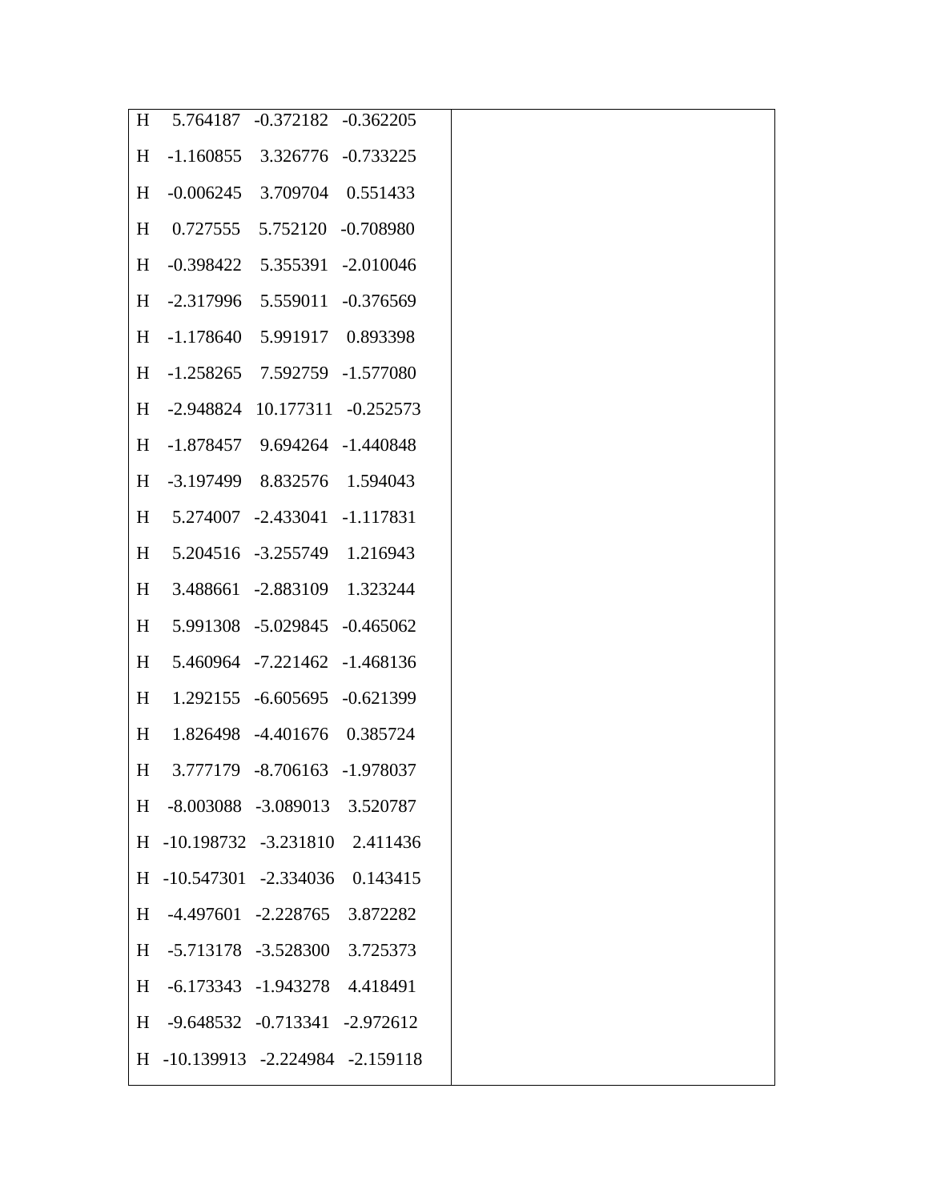| | |
|---|---|
| H 5.764187 -0.372182 -0.362205<br>H -1.160855 3.326776 -0.733225<br>H -0.006245 3.709704 0.551433<br>H 0.727555 5.752120 -0.708980<br>H -0.398422 5.355391 -2.010046<br>H -2.317996 5.559011 -0.376569<br>H -1.178640 5.991917 0.893398<br>H -1.258265 7.592759 -1.577080<br>H -2.948824 10.177311 -0.252573<br>H -1.878457 9.694264 -1.440848<br>H -3.197499 8.832576 1.594043<br>H 5.274007 -2.433041 -1.117831<br>H 5.204516 -3.255749 1.216943<br>H 3.488661 -2.883109 1.323244<br>H 5.991308 -5.029845 -0.465062<br>H 5.460964 -7.221462 -1.468136<br>H 1.292155 -6.605695 -0.621399<br>H 1.826498 -4.401676 0.385724<br>H 3.777179 -8.706163 -1.978037<br>H -8.003088 -3.089013 3.520787<br>H -10.198732 -3.231810 2.411436<br>H -10.547301 -2.334036 0.143415<br>H -4.497601 -2.228765 3.872282<br>H -5.713178 -3.528300 3.725373<br>H -6.173343 -1.943278 4.418491<br>H -9.648532 -0.713341 -2.972612<br>H -10.139913 -2.224984 -2.159118 | |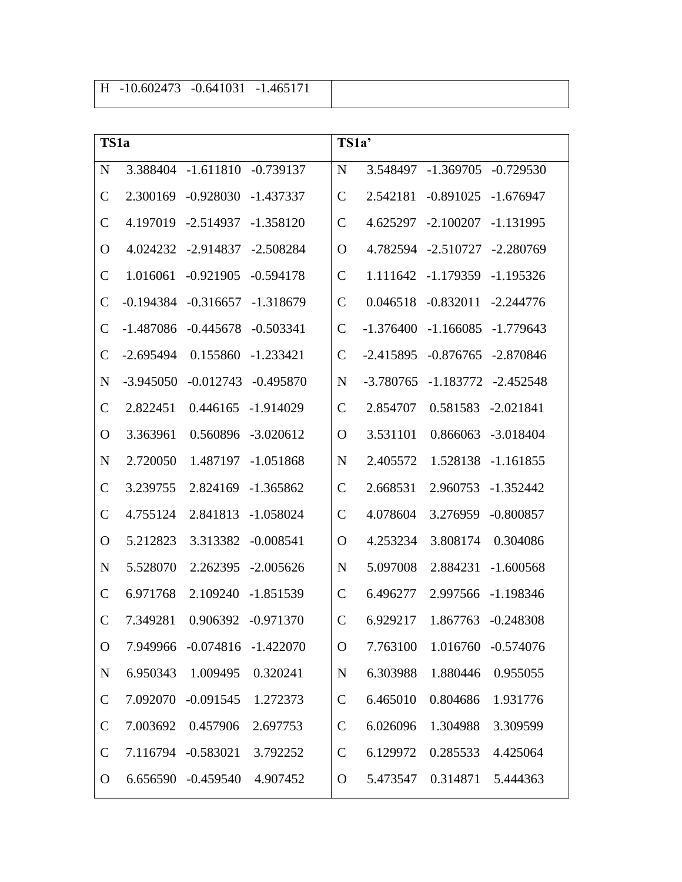| H -10.602473 -0.641031 -1.465171 | |
|---|---|

| **TS1a** | **TS1a'** |
|---|---|
| N 3.388404 -1.611810 -0.739137 | N 3.548497 -1.369705 -0.729530 |
| C 2.300169 -0.928030 -1.437337 | C 2.542181 -0.891025 -1.676947 |
| C 4.197019 -2.514937 -1.358120 | C 4.625297 -2.100207 -1.131995 |
| O 4.024232 -2.914837 -2.508284 | O 4.782594 -2.510727 -2.280769 |
| C 1.016061 -0.921905 -0.594178 | C 1.111642 -1.179359 -1.195326 |
| C -0.194384 -0.316657 -1.318679 | C 0.046518 -0.832011 -2.244776 |
| C -1.487086 -0.445678 -0.503341 | C -1.376400 -1.166085 -1.779643 |
| C -2.695494 0.155860 -1.233421 | C -2.415895 -0.876765 -2.870846 |
| N -3.945050 -0.012743 -0.495870 | N -3.780765 -1.183772 -2.452548 |
| C 2.822451 0.446165 -1.914029 | C 2.854707 0.581583 -2.021841 |
| O 3.363961 0.560896 -3.020612 | O 3.531101 0.866063 -3.018404 |
| N 2.720050 1.487197 -1.051868 | N 2.405572 1.528138 -1.161855 |
| C 3.239755 2.824169 -1.365862 | C 2.668531 2.960753 -1.352442 |
| C 4.755124 2.841813 -1.058024 | C 4.078604 3.276959 -0.800857 |
| O 5.212823 3.313382 -0.008541 | O 4.253234 3.808174 0.304086 |
| N 5.528070 2.262395 -2.005626 | N 5.097008 2.884231 -1.600568 |
| C 6.971768 2.109240 -1.851539 | C 6.496277 2.997566 -1.198346 |
| C 7.349281 0.906392 -0.971370 | C 6.929217 1.867763 -0.248308 |
| O 7.949966 -0.074816 -1.422070 | O 7.763100 1.016760 -0.574076 |
| N 6.950343 1.009495 0.320241 | N 6.303988 1.880446 0.955055 |
| C 7.092070 -0.091545 1.272373 | C 6.465010 0.804686 1.931776 |
| C 7.003692 0.457906 2.697753 | C 6.026096 1.304988 3.309599 |
| C 7.116794 -0.583021 3.792252 | C 6.129972 0.285533 4.425064 |
| O 6.656590 -0.459540 4.907452 | O 5.473547 0.314871 5.444363 |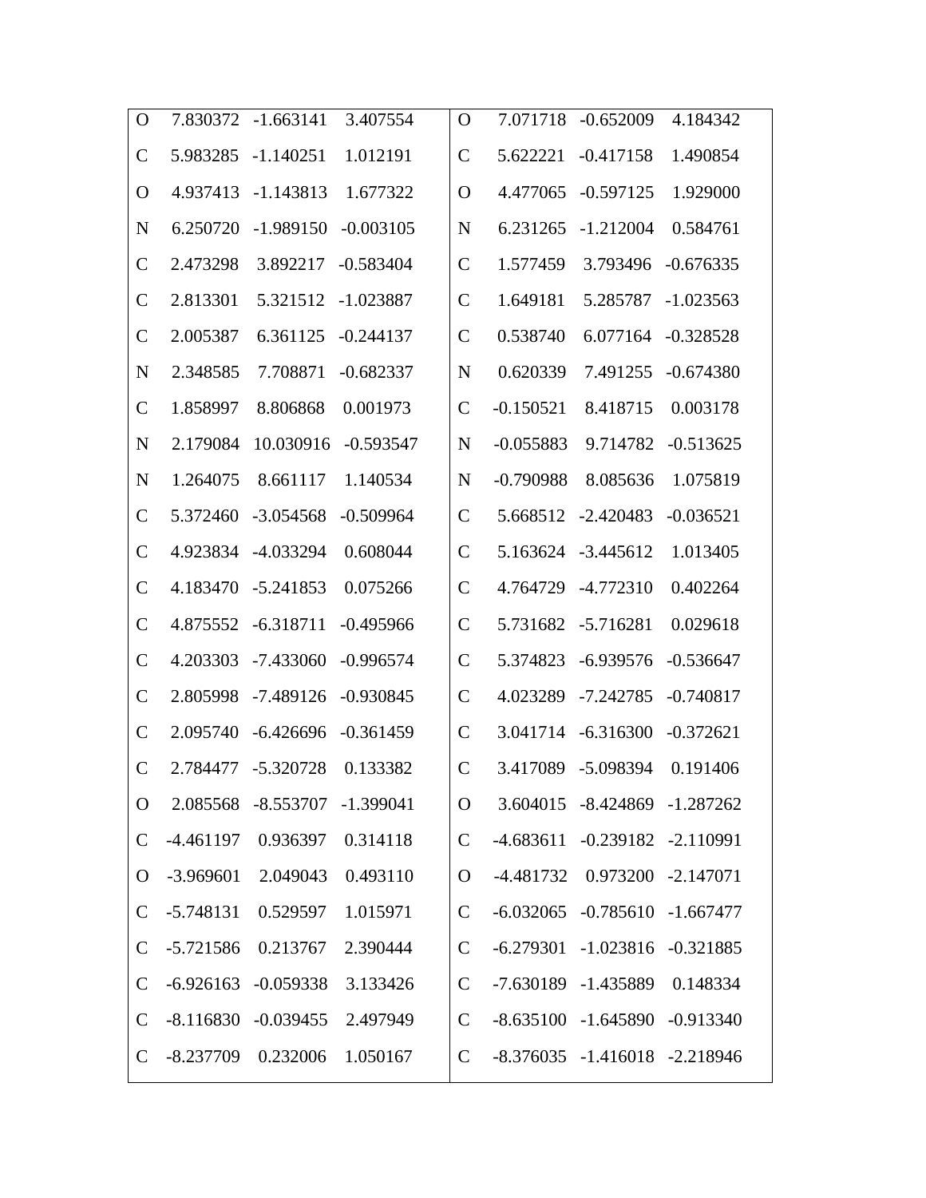| | | | | | | | |
|---|---|---|---|---|---|---|---|
| O | 7.830372 | -1.663141 | 3.407554 | O | 7.071718 | -0.652009 | 4.184342 |
| C | 5.983285 | -1.140251 | 1.012191 | C | 5.622221 | -0.417158 | 1.490854 |
| O | 4.937413 | -1.143813 | 1.677322 | O | 4.477065 | -0.597125 | 1.929000 |
| N | 6.250720 | -1.989150 | -0.003105 | N | 6.231265 | -1.212004 | 0.584761 |
| C | 2.473298 | 3.892217 | -0.583404 | C | 1.577459 | 3.793496 | -0.676335 |
| C | 2.813301 | 5.321512 | -1.023887 | C | 1.649181 | 5.285787 | -1.023563 |
| C | 2.005387 | 6.361125 | -0.244137 | C | 0.538740 | 6.077164 | -0.328528 |
| N | 2.348585 | 7.708871 | -0.682337 | N | 0.620339 | 7.491255 | -0.674380 |
| C | 1.858997 | 8.806868 | 0.001973 | C | -0.150521 | 8.418715 | 0.003178 |
| N | 2.179084 | 10.030916 | -0.593547 | N | -0.055883 | 9.714782 | -0.513625 |
| N | 1.264075 | 8.661117 | 1.140534 | N | -0.790988 | 8.085636 | 1.075819 |
| C | 5.372460 | -3.054568 | -0.509964 | C | 5.668512 | -2.420483 | -0.036521 |
| C | 4.923834 | -4.033294 | 0.608044 | C | 5.163624 | -3.445612 | 1.013405 |
| C | 4.183470 | -5.241853 | 0.075266 | C | 4.764729 | -4.772310 | 0.402264 |
| C | 4.875552 | -6.318711 | -0.495966 | C | 5.731682 | -5.716281 | 0.029618 |
| C | 4.203303 | -7.433060 | -0.996574 | C | 5.374823 | -6.939576 | -0.536647 |
| C | 2.805998 | -7.489126 | -0.930845 | C | 4.023289 | -7.242785 | -0.740817 |
| C | 2.095740 | -6.426696 | -0.361459 | C | 3.041714 | -6.316300 | -0.372621 |
| C | 2.784477 | -5.320728 | 0.133382 | C | 3.417089 | -5.098394 | 0.191406 |
| O | 2.085568 | -8.553707 | -1.399041 | O | 3.604015 | -8.424869 | -1.287262 |
| C | -4.461197 | 0.936397 | 0.314118 | C | -4.683611 | -0.239182 | -2.110991 |
| O | -3.969601 | 2.049043 | 0.493110 | O | -4.481732 | 0.973200 | -2.147071 |
| C | -5.748131 | 0.529597 | 1.015971 | C | -6.032065 | -0.785610 | -1.667477 |
| C | -5.721586 | 0.213767 | 2.390444 | C | -6.279301 | -1.023816 | -0.321885 |
| C | -6.926163 | -0.059338 | 3.133426 | C | -7.630189 | -1.435889 | 0.148334 |
| C | -8.116830 | -0.039455 | 2.497949 | C | -8.635100 | -1.645890 | -0.913340 |
| C | -8.237709 | 0.232006 | 1.050167 | C | -8.376035 | -1.416018 | -2.218946 |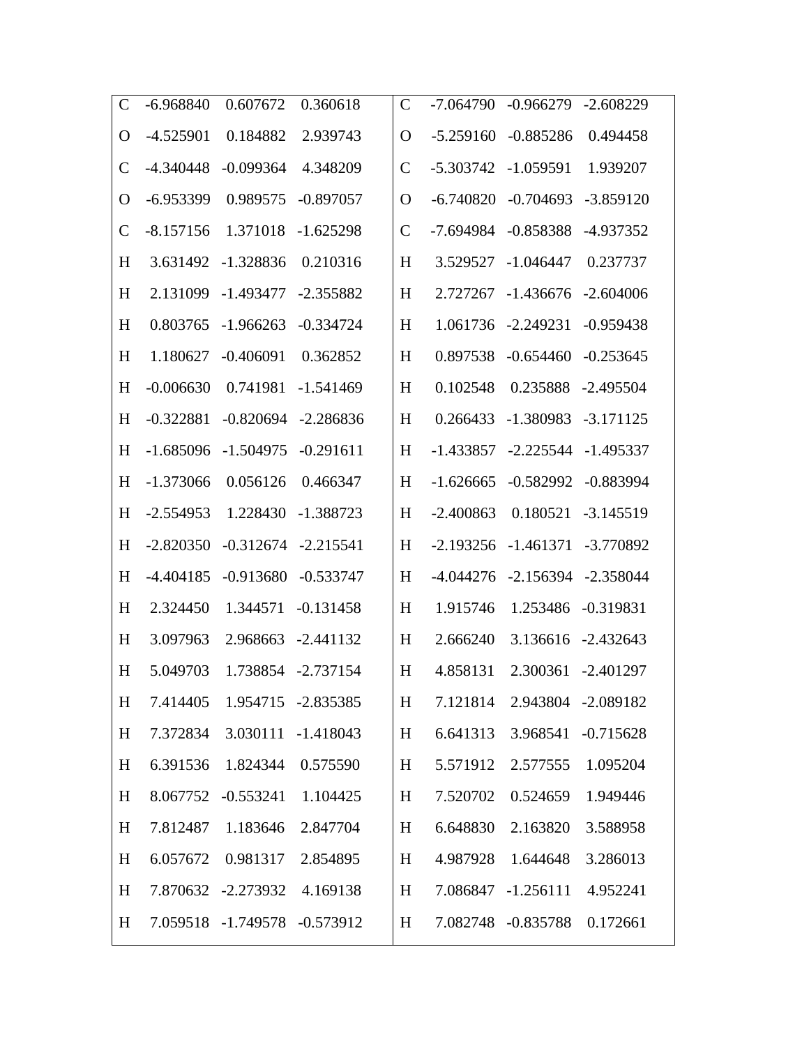| | | | | | | | |
|---|---|---|---|---|---|---|---|
| C | -6.968840 | 0.607672 | 0.360618 | C | -7.064790 | -0.966279 | -2.608229 |
| O | -4.525901 | 0.184882 | 2.939743 | O | -5.259160 | -0.885286 | 0.494458 |
| C | -4.340448 | -0.099364 | 4.348209 | C | -5.303742 | -1.059591 | 1.939207 |
| O | -6.953399 | 0.989575 | -0.897057 | O | -6.740820 | -0.704693 | -3.859120 |
| C | -8.157156 | 1.371018 | -1.625298 | C | -7.694984 | -0.858388 | -4.937352 |
| H | 3.631492 | -1.328836 | 0.210316 | H | 3.529527 | -1.046447 | 0.237737 |
| H | 2.131099 | -1.493477 | -2.355882 | H | 2.727267 | -1.436676 | -2.604006 |
| H | 0.803765 | -1.966263 | -0.334724 | H | 1.061736 | -2.249231 | -0.959438 |
| H | 1.180627 | -0.406091 | 0.362852 | H | 0.897538 | -0.654460 | -0.253645 |
| H | -0.006630 | 0.741981 | -1.541469 | H | 0.102548 | 0.235888 | -2.495504 |
| H | -0.322881 | -0.820694 | -2.286836 | H | 0.266433 | -1.380983 | -3.171125 |
| H | -1.685096 | -1.504975 | -0.291611 | H | -1.433857 | -2.225544 | -1.495337 |
| H | -1.373066 | 0.056126 | 0.466347 | H | -1.626665 | -0.582992 | -0.883994 |
| H | -2.554953 | 1.228430 | -1.388723 | H | -2.400863 | 0.180521 | -3.145519 |
| H | -2.820350 | -0.312674 | -2.215541 | H | -2.193256 | -1.461371 | -3.770892 |
| H | -4.404185 | -0.913680 | -0.533747 | H | -4.044276 | -2.156394 | -2.358044 |
| H | 2.324450 | 1.344571 | -0.131458 | H | 1.915746 | 1.253486 | -0.319831 |
| H | 3.097963 | 2.968663 | -2.441132 | H | 2.666240 | 3.136616 | -2.432643 |
| H | 5.049703 | 1.738854 | -2.737154 | H | 4.858131 | 2.300361 | -2.401297 |
| H | 7.414405 | 1.954715 | -2.835385 | H | 7.121814 | 2.943804 | -2.089182 |
| H | 7.372834 | 3.030111 | -1.418043 | H | 6.641313 | 3.968541 | -0.715628 |
| H | 6.391536 | 1.824344 | 0.575590 | H | 5.571912 | 2.577555 | 1.095204 |
| H | 8.067752 | -0.553241 | 1.104425 | H | 7.520702 | 0.524659 | 1.949446 |
| H | 7.812487 | 1.183646 | 2.847704 | H | 6.648830 | 2.163820 | 3.588958 |
| H | 6.057672 | 0.981317 | 2.854895 | H | 4.987928 | 1.644648 | 3.286013 |
| H | 7.870632 | -2.273932 | 4.169138 | H | 7.086847 | -1.256111 | 4.952241 |
| H | 7.059518 | -1.749578 | -0.573912 | H | 7.082748 | -0.835788 | 0.172661 |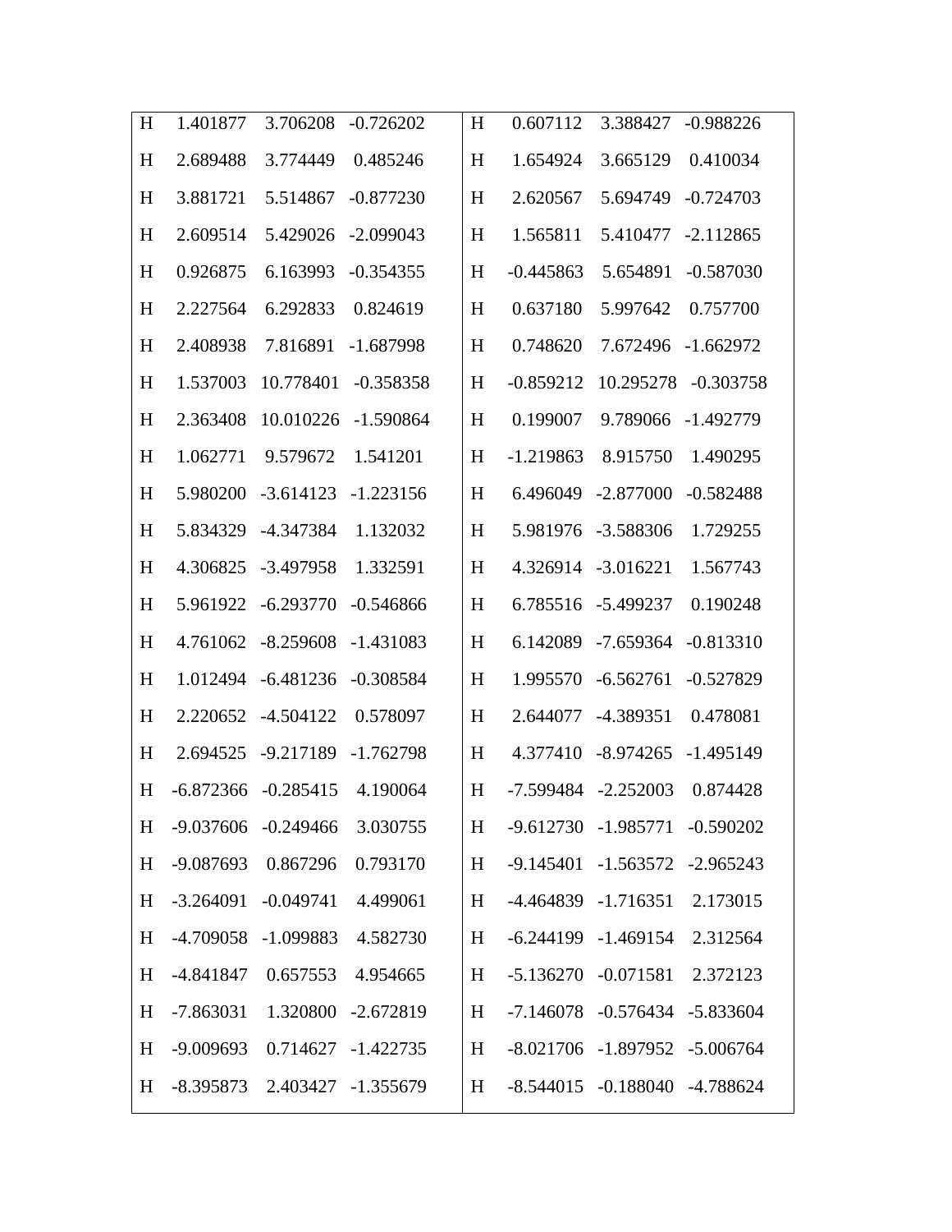| | | | | | | | |
|---|---|---|---|---|---|---|---|
| H | 1.401877 | 3.706208 | -0.726202 | H | 0.607112 | 3.388427 | -0.988226 |
| H | 2.689488 | 3.774449 | 0.485246 | H | 1.654924 | 3.665129 | 0.410034 |
| H | 3.881721 | 5.514867 | -0.877230 | H | 2.620567 | 5.694749 | -0.724703 |
| H | 2.609514 | 5.429026 | -2.099043 | H | 1.565811 | 5.410477 | -2.112865 |
| H | 0.926875 | 6.163993 | -0.354355 | H | -0.445863 | 5.654891 | -0.587030 |
| H | 2.227564 | 6.292833 | 0.824619 | H | 0.637180 | 5.997642 | 0.757700 |
| H | 2.408938 | 7.816891 | -1.687998 | H | 0.748620 | 7.672496 | -1.662972 |
| H | 1.537003 | 10.778401 | -0.358358 | H | -0.859212 | 10.295278 | -0.303758 |
| H | 2.363408 | 10.010226 | -1.590864 | H | 0.199007 | 9.789066 | -1.492779 |
| H | 1.062771 | 9.579672 | 1.541201 | H | -1.219863 | 8.915750 | 1.490295 |
| H | 5.980200 | -3.614123 | -1.223156 | H | 6.496049 | -2.877000 | -0.582488 |
| H | 5.834329 | -4.347384 | 1.132032 | H | 5.981976 | -3.588306 | 1.729255 |
| H | 4.306825 | -3.497958 | 1.332591 | H | 4.326914 | -3.016221 | 1.567743 |
| H | 5.961922 | -6.293770 | -0.546866 | H | 6.785516 | -5.499237 | 0.190248 |
| H | 4.761062 | -8.259608 | -1.431083 | H | 6.142089 | -7.659364 | -0.813310 |
| H | 1.012494 | -6.481236 | -0.308584 | H | 1.995570 | -6.562761 | -0.527829 |
| H | 2.220652 | -4.504122 | 0.578097 | H | 2.644077 | -4.389351 | 0.478081 |
| H | 2.694525 | -9.217189 | -1.762798 | H | 4.377410 | -8.974265 | -1.495149 |
| H | -6.872366 | -0.285415 | 4.190064 | H | -7.599484 | -2.252003 | 0.874428 |
| H | -9.037606 | -0.249466 | 3.030755 | H | -9.612730 | -1.985771 | -0.590202 |
| H | -9.087693 | 0.867296 | 0.793170 | H | -9.145401 | -1.563572 | -2.965243 |
| H | -3.264091 | -0.049741 | 4.499061 | H | -4.464839 | -1.716351 | 2.173015 |
| H | -4.709058 | -1.099883 | 4.582730 | H | -6.244199 | -1.469154 | 2.312564 |
| H | -4.841847 | 0.657553 | 4.954665 | H | -5.136270 | -0.071581 | 2.372123 |
| H | -7.863031 | 1.320800 | -2.672819 | H | -7.146078 | -0.576434 | -5.833604 |
| H | -9.009693 | 0.714627 | -1.422735 | H | -8.021706 | -1.897952 | -5.006764 |
| H | -8.395873 | 2.403427 | -1.355679 | H | -8.544015 | -0.188040 | -4.788624 |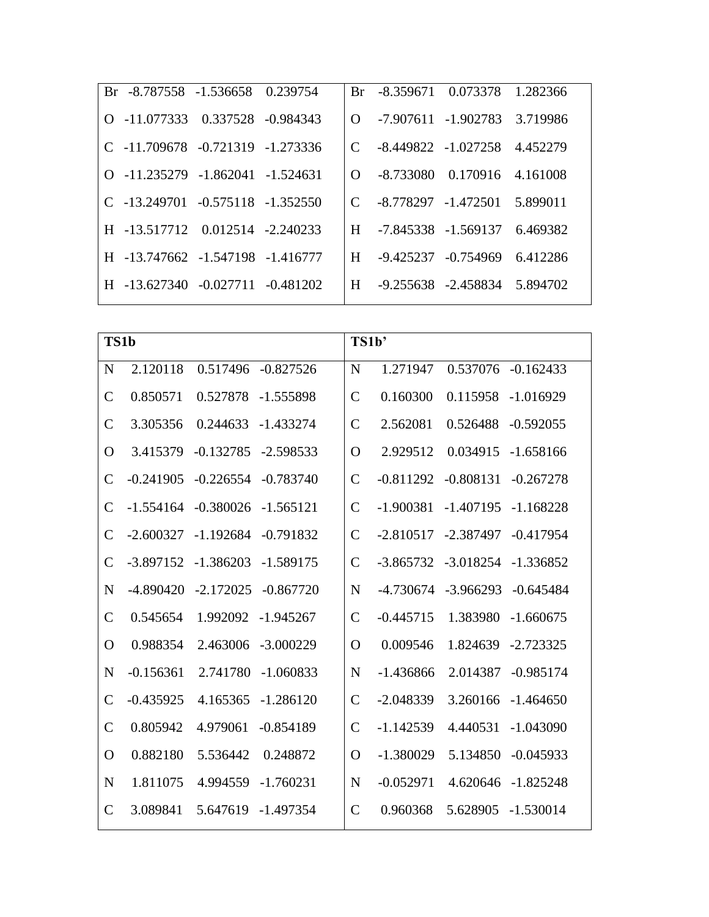| | | | | | | | |
|---|---|---|---|---|---|---|---|
| Br | -8.787558 | -1.536658 | 0.239754 | Br | -8.359671 | 0.073378 | 1.282366 |
| O | -11.077333 | 0.337528 | -0.984343 | O | -7.907611 | -1.902783 | 3.719986 |
| C | -11.709678 | -0.721319 | -1.273336 | C | -8.449822 | -1.027258 | 4.452279 |
| O | -11.235279 | -1.862041 | -1.524631 | O | -8.733080 | 0.170916 | 4.161008 |
| C | -13.249701 | -0.575118 | -1.352550 | C | -8.778297 | -1.472501 | 5.899011 |
| H | -13.517712 | 0.012514 | -2.240233 | H | -7.845338 | -1.569137 | 6.469382 |
| H | -13.747662 | -1.547198 | -1.416777 | H | -9.425237 | -0.754969 | 6.412286 |
| H | -13.627340 | -0.027711 | -0.481202 | H | -9.255638 | -2.458834 | 5.894702 |

| **TS1b** | | | | **TS1b’** | | | |
|---|---|---|---|---|---|---|---|
| N | 2.120118 | 0.517496 | -0.827526 | N | 1.271947 | 0.537076 | -0.162433 |
| C | 0.850571 | 0.527878 | -1.555898 | C | 0.160300 | 0.115958 | -1.016929 |
| C | 3.305356 | 0.244633 | -1.433274 | C | 2.562081 | 0.526488 | -0.592055 |
| O | 3.415379 | -0.132785 | -2.598533 | O | 2.929512 | 0.034915 | -1.658166 |
| C | -0.241905 | -0.226554 | -0.783740 | C | -0.811292 | -0.808131 | -0.267278 |
| C | -1.554164 | -0.380026 | -1.565121 | C | -1.900381 | -1.407195 | -1.168228 |
| C | -2.600327 | -1.192684 | -0.791832 | C | -2.810517 | -2.387497 | -0.417954 |
| C | -3.897152 | -1.386203 | -1.589175 | C | -3.865732 | -3.018254 | -1.336852 |
| N | -4.890420 | -2.172025 | -0.867720 | N | -4.730674 | -3.966293 | -0.645484 |
| C | 0.545654 | 1.992092 | -1.945267 | C | -0.445715 | 1.383980 | -1.660675 |
| O | 0.988354 | 2.463006 | -3.000229 | O | 0.009546 | 1.824639 | -2.723325 |
| N | -0.156361 | 2.741780 | -1.060833 | N | -1.436866 | 2.014387 | -0.985174 |
| C | -0.435925 | 4.165365 | -1.286120 | C | -2.048339 | 3.260166 | -1.464650 |
| C | 0.805942 | 4.979061 | -0.854189 | C | -1.142539 | 4.440531 | -1.043090 |
| O | 0.882180 | 5.536442 | 0.248872 | O | -1.380029 | 5.134850 | -0.045933 |
| N | 1.811075 | 4.994559 | -1.760231 | N | -0.052971 | 4.620646 | -1.825248 |
| C | 3.089841 | 5.647619 | -1.497354 | C | 0.960368 | 5.628905 | -1.530014 |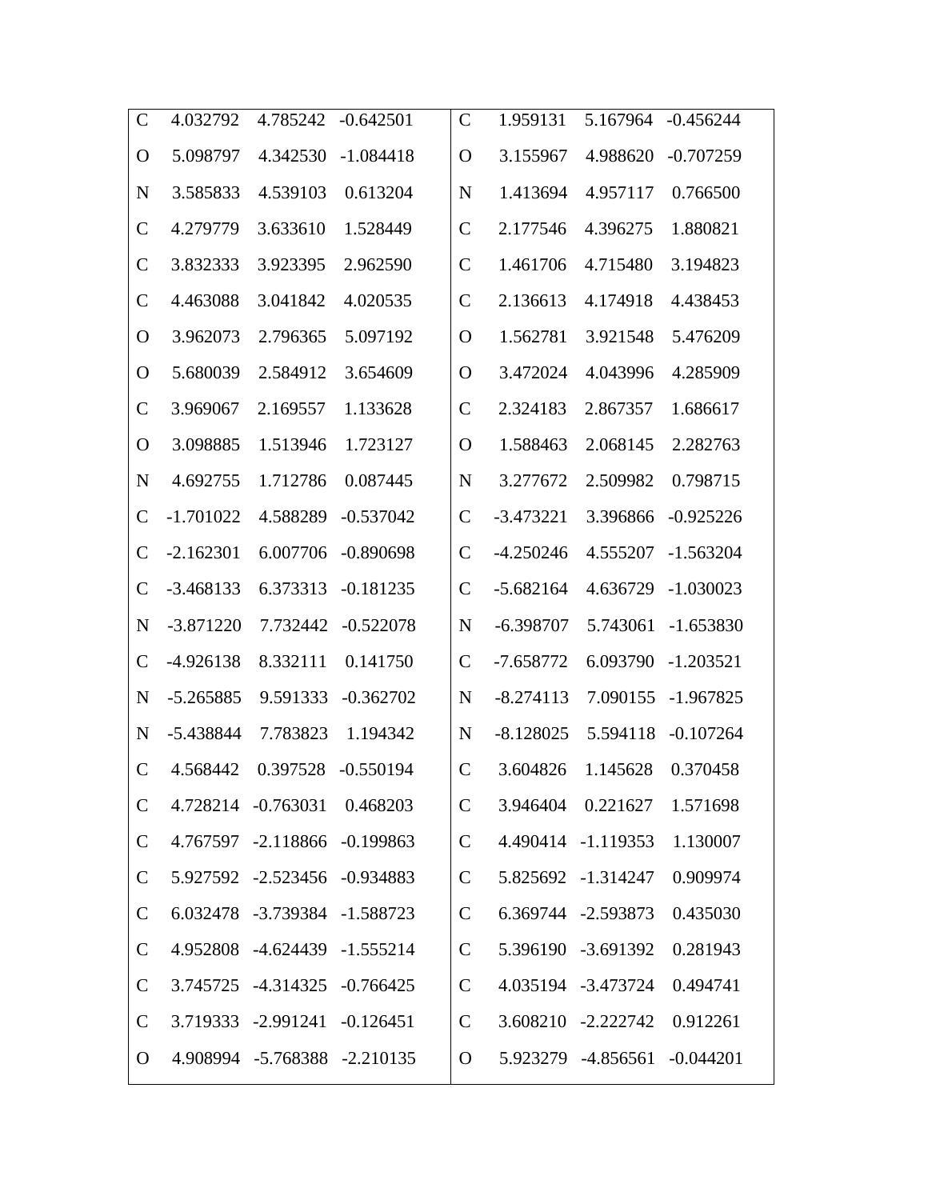| | | | | | | | |
|---|---|---|---|---|---|---|---|
| C | 4.032792 | 4.785242 | -0.642501 | C | 1.959131 | 5.167964 | -0.456244 |
| O | 5.098797 | 4.342530 | -1.084418 | O | 3.155967 | 4.988620 | -0.707259 |
| N | 3.585833 | 4.539103 | 0.613204 | N | 1.413694 | 4.957117 | 0.766500 |
| C | 4.279779 | 3.633610 | 1.528449 | C | 2.177546 | 4.396275 | 1.880821 |
| C | 3.832333 | 3.923395 | 2.962590 | C | 1.461706 | 4.715480 | 3.194823 |
| C | 4.463088 | 3.041842 | 4.020535 | C | 2.136613 | 4.174918 | 4.438453 |
| O | 3.962073 | 2.796365 | 5.097192 | O | 1.562781 | 3.921548 | 5.476209 |
| O | 5.680039 | 2.584912 | 3.654609 | O | 3.472024 | 4.043996 | 4.285909 |
| C | 3.969067 | 2.169557 | 1.133628 | C | 2.324183 | 2.867357 | 1.686617 |
| O | 3.098885 | 1.513946 | 1.723127 | O | 1.588463 | 2.068145 | 2.282763 |
| N | 4.692755 | 1.712786 | 0.087445 | N | 3.277672 | 2.509982 | 0.798715 |
| C | -1.701022 | 4.588289 | -0.537042 | C | -3.473221 | 3.396866 | -0.925226 |
| C | -2.162301 | 6.007706 | -0.890698 | C | -4.250246 | 4.555207 | -1.563204 |
| C | -3.468133 | 6.373313 | -0.181235 | C | -5.682164 | 4.636729 | -1.030023 |
| N | -3.871220 | 7.732442 | -0.522078 | N | -6.398707 | 5.743061 | -1.653830 |
| C | -4.926138 | 8.332111 | 0.141750 | C | -7.658772 | 6.093790 | -1.203521 |
| N | -5.265885 | 9.591333 | -0.362702 | N | -8.274113 | 7.090155 | -1.967825 |
| N | -5.438844 | 7.783823 | 1.194342 | N | -8.128025 | 5.594118 | -0.107264 |
| C | 4.568442 | 0.397528 | -0.550194 | C | 3.604826 | 1.145628 | 0.370458 |
| C | 4.728214 | -0.763031 | 0.468203 | C | 3.946404 | 0.221627 | 1.571698 |
| C | 4.767597 | -2.118866 | -0.199863 | C | 4.490414 | -1.119353 | 1.130007 |
| C | 5.927592 | -2.523456 | -0.934883 | C | 5.825692 | -1.314247 | 0.909974 |
| C | 6.032478 | -3.739384 | -1.588723 | C | 6.369744 | -2.593873 | 0.435030 |
| C | 4.952808 | -4.624439 | -1.555214 | C | 5.396190 | -3.691392 | 0.281943 |
| C | 3.745725 | -4.314325 | -0.766425 | C | 4.035194 | -3.473724 | 0.494741 |
| C | 3.719333 | -2.991241 | -0.126451 | C | 3.608210 | -2.222742 | 0.912261 |
| O | 4.908994 | -5.768388 | -2.210135 | O | 5.923279 | -4.856561 | -0.044201 |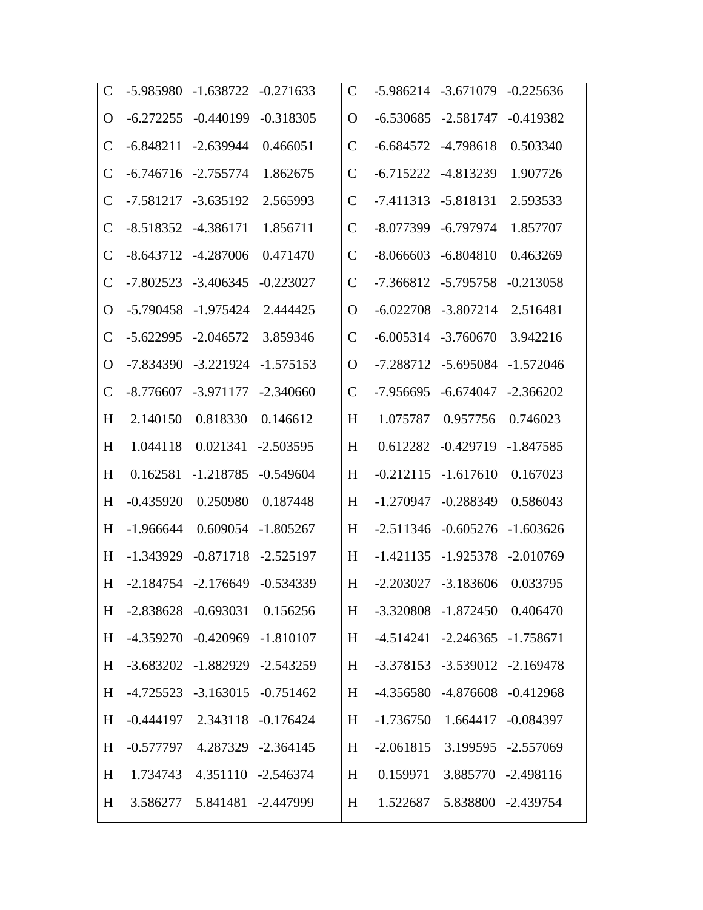| | | | | | | | |
|---|---|---|---|---|---|---|---|
| C | -5.985980 | -1.638722 | -0.271633 | C | -5.986214 | -3.671079 | -0.225636 |
| O | -6.272255 | -0.440199 | -0.318305 | O | -6.530685 | -2.581747 | -0.419382 |
| C | -6.848211 | -2.639944 | 0.466051 | C | -6.684572 | -4.798618 | 0.503340 |
| C | -6.746716 | -2.755774 | 1.862675 | C | -6.715222 | -4.813239 | 1.907726 |
| C | -7.581217 | -3.635192 | 2.565993 | C | -7.411313 | -5.818131 | 2.593533 |
| C | -8.518352 | -4.386171 | 1.856711 | C | -8.077399 | -6.797974 | 1.857707 |
| C | -8.643712 | -4.287006 | 0.471470 | C | -8.066603 | -6.804810 | 0.463269 |
| C | -7.802523 | -3.406345 | -0.223027 | C | -7.366812 | -5.795758 | -0.213058 |
| O | -5.790458 | -1.975424 | 2.444425 | O | -6.022708 | -3.807214 | 2.516481 |
| C | -5.622995 | -2.046572 | 3.859346 | C | -6.005314 | -3.760670 | 3.942216 |
| O | -7.834390 | -3.221924 | -1.575153 | O | -7.288712 | -5.695084 | -1.572046 |
| C | -8.776607 | -3.971177 | -2.340660 | C | -7.956695 | -6.674047 | -2.366202 |
| H | 2.140150 | 0.818330 | 0.146612 | H | 1.075787 | 0.957756 | 0.746023 |
| H | 1.044118 | 0.021341 | -2.503595 | H | 0.612282 | -0.429719 | -1.847585 |
| H | 0.162581 | -1.218785 | -0.549604 | H | -0.212115 | -1.617610 | 0.167023 |
| H | -0.435920 | 0.250980 | 0.187448 | H | -1.270947 | -0.288349 | 0.586043 |
| H | -1.966644 | 0.609054 | -1.805267 | H | -2.511346 | -0.605276 | -1.603626 |
| H | -1.343929 | -0.871718 | -2.525197 | H | -1.421135 | -1.925378 | -2.010769 |
| H | -2.184754 | -2.176649 | -0.534339 | H | -2.203027 | -3.183606 | 0.033795 |
| H | -2.838628 | -0.693031 | 0.156256 | H | -3.320808 | -1.872450 | 0.406470 |
| H | -4.359270 | -0.420969 | -1.810107 | H | -4.514241 | -2.246365 | -1.758671 |
| H | -3.683202 | -1.882929 | -2.543259 | H | -3.378153 | -3.539012 | -2.169478 |
| H | -4.725523 | -3.163015 | -0.751462 | H | -4.356580 | -4.876608 | -0.412968 |
| H | -0.444197 | 2.343118 | -0.176424 | H | -1.736750 | 1.664417 | -0.084397 |
| H | -0.577797 | 4.287329 | -2.364145 | H | -2.061815 | 3.199595 | -2.557069 |
| H | 1.734743 | 4.351110 | -2.546374 | H | 0.159971 | 3.885770 | -2.498116 |
| H | 3.586277 | 5.841481 | -2.447999 | H | 1.522687 | 5.838800 | -2.439754 |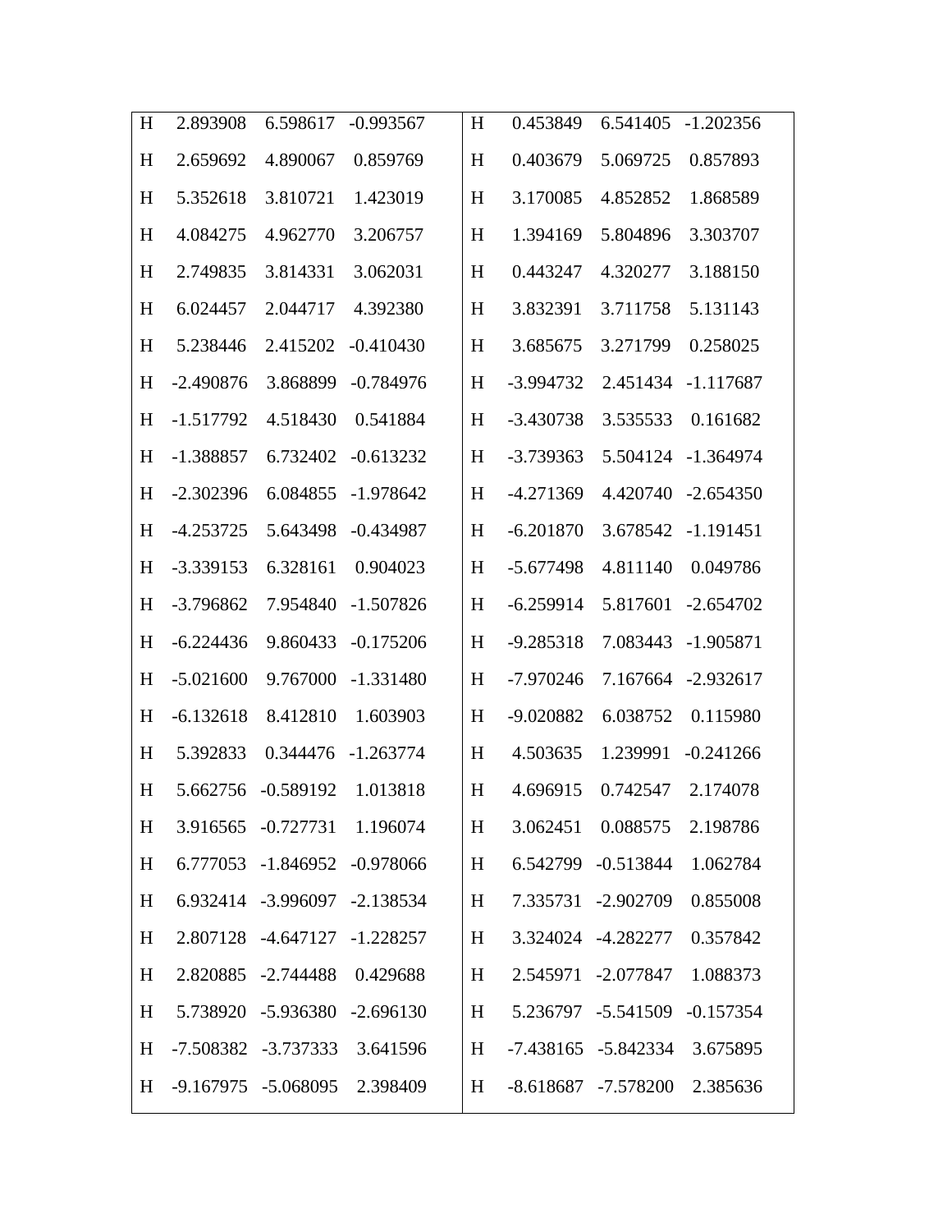| H | 2.893908 | 6.598617 | -0.993567 | H | 0.453849 | 6.541405 | -1.202356 |
|---|---|---|---|---|---|---|---|
| H | 2.659692 | 4.890067 | 0.859769 | H | 0.403679 | 5.069725 | 0.857893 |
| H | 5.352618 | 3.810721 | 1.423019 | H | 3.170085 | 4.852852 | 1.868589 |
| H | 4.084275 | 4.962770 | 3.206757 | H | 1.394169 | 5.804896 | 3.303707 |
| H | 2.749835 | 3.814331 | 3.062031 | H | 0.443247 | 4.320277 | 3.188150 |
| H | 6.024457 | 2.044717 | 4.392380 | H | 3.832391 | 3.711758 | 5.131143 |
| H | 5.238446 | 2.415202 | -0.410430 | H | 3.685675 | 3.271799 | 0.258025 |
| H | -2.490876 | 3.868899 | -0.784976 | H | -3.994732 | 2.451434 | -1.117687 |
| H | -1.517792 | 4.518430 | 0.541884 | H | -3.430738 | 3.535533 | 0.161682 |
| H | -1.388857 | 6.732402 | -0.613232 | H | -3.739363 | 5.504124 | -1.364974 |
| H | -2.302396 | 6.084855 | -1.978642 | H | -4.271369 | 4.420740 | -2.654350 |
| H | -4.253725 | 5.643498 | -0.434987 | H | -6.201870 | 3.678542 | -1.191451 |
| H | -3.339153 | 6.328161 | 0.904023 | H | -5.677498 | 4.811140 | 0.049786 |
| H | -3.796862 | 7.954840 | -1.507826 | H | -6.259914 | 5.817601 | -2.654702 |
| H | -6.224436 | 9.860433 | -0.175206 | H | -9.285318 | 7.083443 | -1.905871 |
| H | -5.021600 | 9.767000 | -1.331480 | H | -7.970246 | 7.167664 | -2.932617 |
| H | -6.132618 | 8.412810 | 1.603903 | H | -9.020882 | 6.038752 | 0.115980 |
| H | 5.392833 | 0.344476 | -1.263774 | H | 4.503635 | 1.239991 | -0.241266 |
| H | 5.662756 | -0.589192 | 1.013818 | H | 4.696915 | 0.742547 | 2.174078 |
| H | 3.916565 | -0.727731 | 1.196074 | H | 3.062451 | 0.088575 | 2.198786 |
| H | 6.777053 | -1.846952 | -0.978066 | H | 6.542799 | -0.513844 | 1.062784 |
| H | 6.932414 | -3.996097 | -2.138534 | H | 7.335731 | -2.902709 | 0.855008 |
| H | 2.807128 | -4.647127 | -1.228257 | H | 3.324024 | -4.282277 | 0.357842 |
| H | 2.820885 | -2.744488 | 0.429688 | H | 2.545971 | -2.077847 | 1.088373 |
| H | 5.738920 | -5.936380 | -2.696130 | H | 5.236797 | -5.541509 | -0.157354 |
| H | -7.508382 | -3.737333 | 3.641596 | H | -7.438165 | -5.842334 | 3.675895 |
| H | -9.167975 | -5.068095 | 2.398409 | H | -8.618687 | -7.578200 | 2.385636 |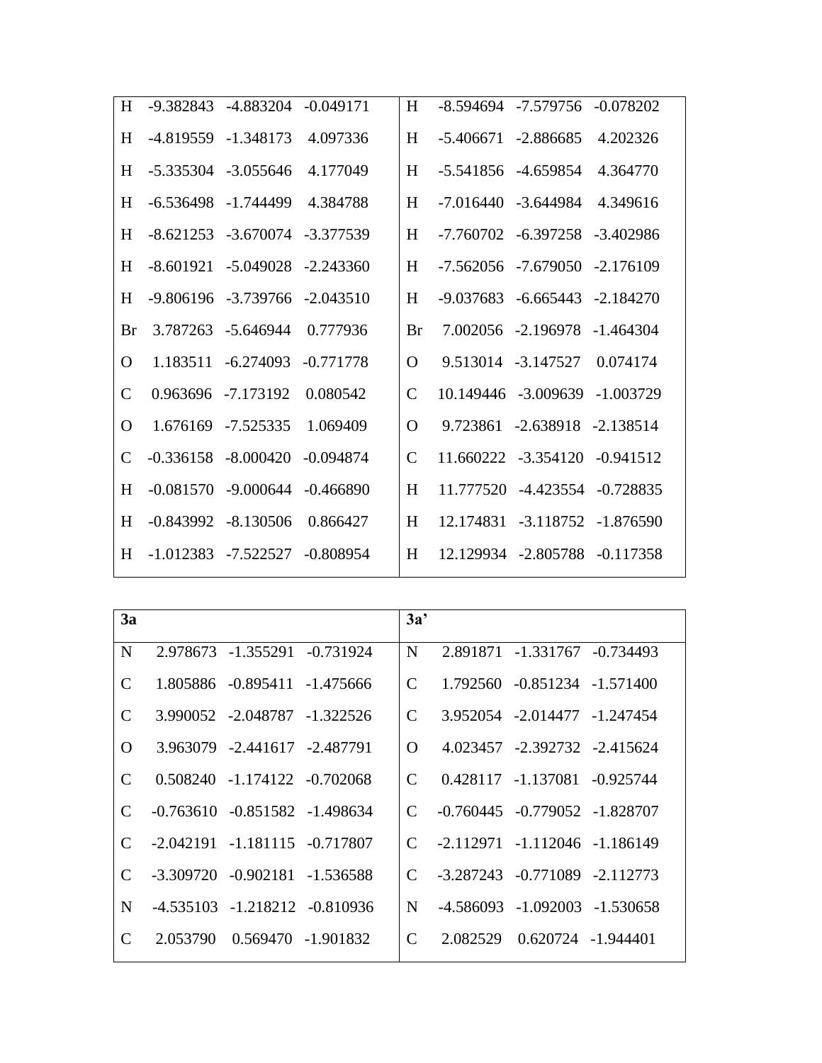| | | | | | | | |
|---|---|---|---|---|---|---|---|
| H | -9.382843 | -4.883204 | -0.049171 | H | -8.594694 | -7.579756 | -0.078202 |
| H | -4.819559 | -1.348173 | 4.097336 | H | -5.406671 | -2.886685 | 4.202326 |
| H | -5.335304 | -3.055646 | 4.177049 | H | -5.541856 | -4.659854 | 4.364770 |
| H | -6.536498 | -1.744499 | 4.384788 | H | -7.016440 | -3.644984 | 4.349616 |
| H | -8.621253 | -3.670074 | -3.377539 | H | -7.760702 | -6.397258 | -3.402986 |
| H | -8.601921 | -5.049028 | -2.243360 | H | -7.562056 | -7.679050 | -2.176109 |
| H | -9.806196 | -3.739766 | -2.043510 | H | -9.037683 | -6.665443 | -2.184270 |
| Br | 3.787263 | -5.646944 | 0.777936 | Br | 7.002056 | -2.196978 | -1.464304 |
| O | 1.183511 | -6.274093 | -0.771778 | O | 9.513014 | -3.147527 | 0.074174 |
| C | 0.963696 | -7.173192 | 0.080542 | C | 10.149446 | -3.009639 | -1.003729 |
| O | 1.676169 | -7.525335 | 1.069409 | O | 9.723861 | -2.638918 | -2.138514 |
| C | -0.336158 | -8.000420 | -0.094874 | C | 11.660222 | -3.354120 | -0.941512 |
| H | -0.081570 | -9.000644 | -0.466890 | H | 11.777520 | -4.423554 | -0.728835 |
| H | -0.843992 | -8.130506 | 0.866427 | H | 12.174831 | -3.118752 | -1.876590 |
| H | -1.012383 | -7.522527 | -0.808954 | H | 12.129934 | -2.805788 | -0.117358 |

| **3a** | | | | **3a'** | | | |
|---|---|---|---|---|---|---|---|
| N | 2.978673 | -1.355291 | -0.731924 | N | 2.891871 | -1.331767 | -0.734493 |
| C | 1.805886 | -0.895411 | -1.475666 | C | 1.792560 | -0.851234 | -1.571400 |
| C | 3.990052 | -2.048787 | -1.322526 | C | 3.952054 | -2.014477 | -1.247454 |
| O | 3.963079 | -2.441617 | -2.487791 | O | 4.023457 | -2.392732 | -2.415624 |
| C | 0.508240 | -1.174122 | -0.702068 | C | 0.428117 | -1.137081 | -0.925744 |
| C | -0.763610 | -0.851582 | -1.498634 | C | -0.760445 | -0.779052 | -1.828707 |
| C | -2.042191 | -1.181115 | -0.717807 | C | -2.112971 | -1.112046 | -1.186149 |
| C | -3.309720 | -0.902181 | -1.536588 | C | -3.287243 | -0.771089 | -2.112773 |
| N | -4.535103 | -1.218212 | -0.810936 | N | -4.586093 | -1.092003 | -1.530658 |
| C | 2.053790 | 0.569470 | -1.901832 | C | 2.082529 | 0.620724 | -1.944401 |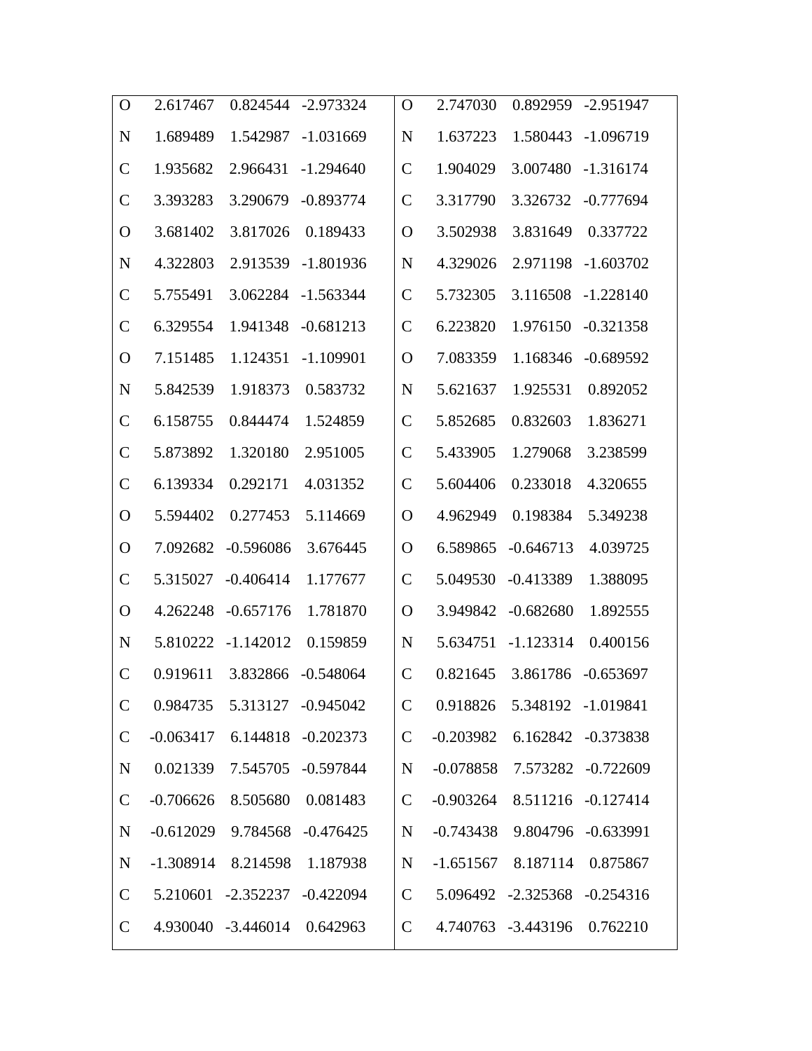| | | | | | | | |
|---|---|---|---|---|---|---|---|
| O | 2.617467 | 0.824544 | -2.973324 | O | 2.747030 | 0.892959 | -2.951947 |
| N | 1.689489 | 1.542987 | -1.031669 | N | 1.637223 | 1.580443 | -1.096719 |
| C | 1.935682 | 2.966431 | -1.294640 | C | 1.904029 | 3.007480 | -1.316174 |
| C | 3.393283 | 3.290679 | -0.893774 | C | 3.317790 | 3.326732 | -0.777694 |
| O | 3.681402 | 3.817026 | 0.189433 | O | 3.502938 | 3.831649 | 0.337722 |
| N | 4.322803 | 2.913539 | -1.801936 | N | 4.329026 | 2.971198 | -1.603702 |
| C | 5.755491 | 3.062284 | -1.563344 | C | 5.732305 | 3.116508 | -1.228140 |
| C | 6.329554 | 1.941348 | -0.681213 | C | 6.223820 | 1.976150 | -0.321358 |
| O | 7.151485 | 1.124351 | -1.109901 | O | 7.083359 | 1.168346 | -0.689592 |
| N | 5.842539 | 1.918373 | 0.583732 | N | 5.621637 | 1.925531 | 0.892052 |
| C | 6.158755 | 0.844474 | 1.524859 | C | 5.852685 | 0.832603 | 1.836271 |
| C | 5.873892 | 1.320180 | 2.951005 | C | 5.433905 | 1.279068 | 3.238599 |
| C | 6.139334 | 0.292171 | 4.031352 | C | 5.604406 | 0.233018 | 4.320655 |
| O | 5.594402 | 0.277453 | 5.114669 | O | 4.962949 | 0.198384 | 5.349238 |
| O | 7.092682 | -0.596086 | 3.676445 | O | 6.589865 | -0.646713 | 4.039725 |
| C | 5.315027 | -0.406414 | 1.177677 | C | 5.049530 | -0.413389 | 1.388095 |
| O | 4.262248 | -0.657176 | 1.781870 | O | 3.949842 | -0.682680 | 1.892555 |
| N | 5.810222 | -1.142012 | 0.159859 | N | 5.634751 | -1.123314 | 0.400156 |
| C | 0.919611 | 3.832866 | -0.548064 | C | 0.821645 | 3.861786 | -0.653697 |
| C | 0.984735 | 5.313127 | -0.945042 | C | 0.918826 | 5.348192 | -1.019841 |
| C | -0.063417 | 6.144818 | -0.202373 | C | -0.203982 | 6.162842 | -0.373838 |
| N | 0.021339 | 7.545705 | -0.597844 | N | -0.078858 | 7.573282 | -0.722609 |
| C | -0.706626 | 8.505680 | 0.081483 | C | -0.903264 | 8.511216 | -0.127414 |
| N | -0.612029 | 9.784568 | -0.476425 | N | -0.743438 | 9.804796 | -0.633991 |
| N | -1.308914 | 8.214598 | 1.187938 | N | -1.651567 | 8.187114 | 0.875867 |
| C | 5.210601 | -2.352237 | -0.422094 | C | 5.096492 | -2.325368 | -0.254316 |
| C | 4.930040 | -3.446014 | 0.642963 | C | 4.740763 | -3.443196 | 0.762210 |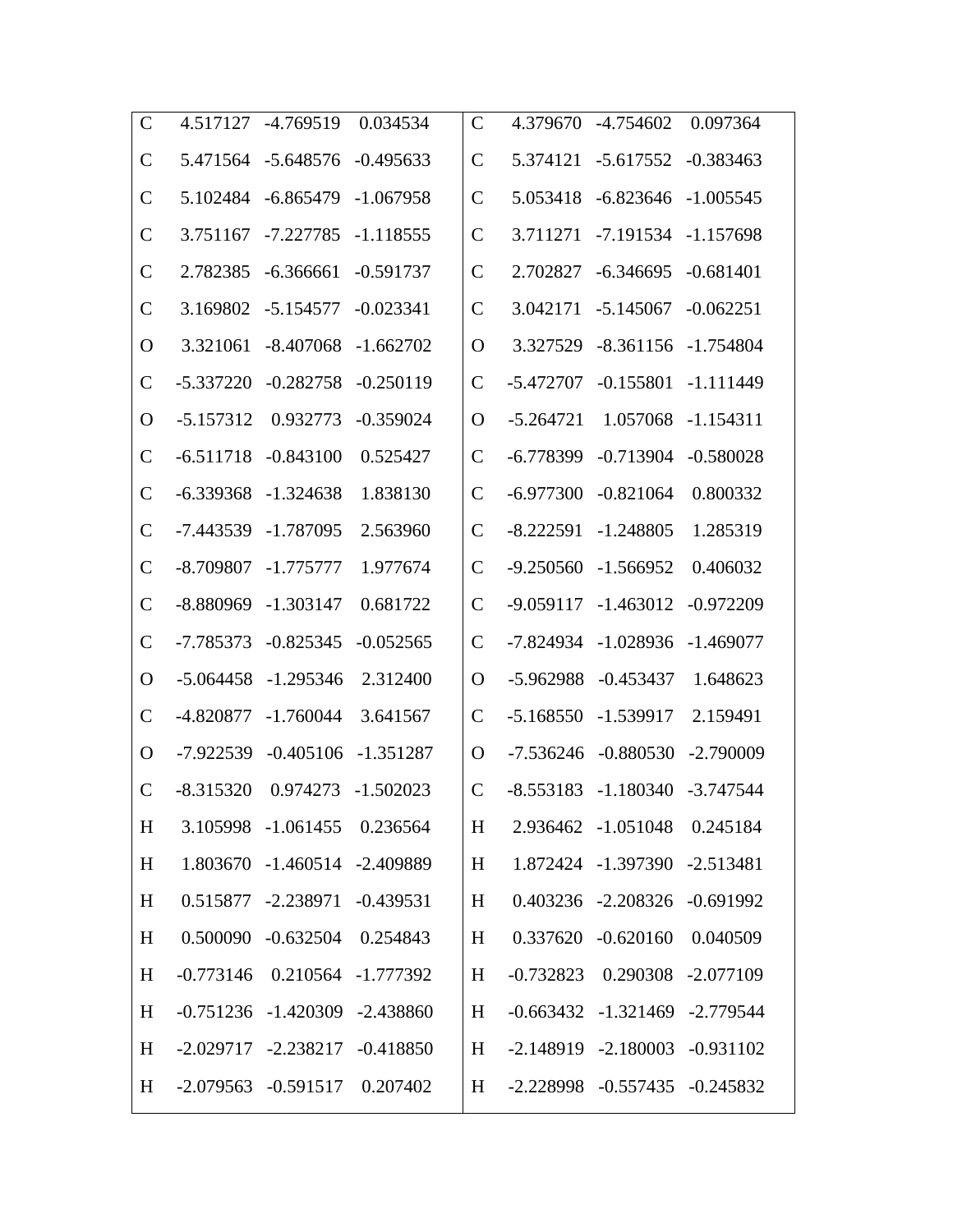| | | | | | | | |
|---|---|---|---|---|---|---|---|
| C | 4.517127 | -4.769519 | 0.034534 | C | 4.379670 | -4.754602 | 0.097364 |
| C | 5.471564 | -5.648576 | -0.495633 | C | 5.374121 | -5.617552 | -0.383463 |
| C | 5.102484 | -6.865479 | -1.067958 | C | 5.053418 | -6.823646 | -1.005545 |
| C | 3.751167 | -7.227785 | -1.118555 | C | 3.711271 | -7.191534 | -1.157698 |
| C | 2.782385 | -6.366661 | -0.591737 | C | 2.702827 | -6.346695 | -0.681401 |
| C | 3.169802 | -5.154577 | -0.023341 | C | 3.042171 | -5.145067 | -0.062251 |
| O | 3.321061 | -8.407068 | -1.662702 | O | 3.327529 | -8.361156 | -1.754804 |
| C | -5.337220 | -0.282758 | -0.250119 | C | -5.472707 | -0.155801 | -1.111449 |
| O | -5.157312 | 0.932773 | -0.359024 | O | -5.264721 | 1.057068 | -1.154311 |
| C | -6.511718 | -0.843100 | 0.525427 | C | -6.778399 | -0.713904 | -0.580028 |
| C | -6.339368 | -1.324638 | 1.838130 | C | -6.977300 | -0.821064 | 0.800332 |
| C | -7.443539 | -1.787095 | 2.563960 | C | -8.222591 | -1.248805 | 1.285319 |
| C | -8.709807 | -1.775777 | 1.977674 | C | -9.250560 | -1.566952 | 0.406032 |
| C | -8.880969 | -1.303147 | 0.681722 | C | -9.059117 | -1.463012 | -0.972209 |
| C | -7.785373 | -0.825345 | -0.052565 | C | -7.824934 | -1.028936 | -1.469077 |
| O | -5.064458 | -1.295346 | 2.312400 | O | -5.962988 | -0.453437 | 1.648623 |
| C | -4.820877 | -1.760044 | 3.641567 | C | -5.168550 | -1.539917 | 2.159491 |
| O | -7.922539 | -0.405106 | -1.351287 | O | -7.536246 | -0.880530 | -2.790009 |
| C | -8.315320 | 0.974273 | -1.502023 | C | -8.553183 | -1.180340 | -3.747544 |
| H | 3.105998 | -1.061455 | 0.236564 | H | 2.936462 | -1.051048 | 0.245184 |
| H | 1.803670 | -1.460514 | -2.409889 | H | 1.872424 | -1.397390 | -2.513481 |
| H | 0.515877 | -2.238971 | -0.439531 | H | 0.403236 | -2.208326 | -0.691992 |
| H | 0.500090 | -0.632504 | 0.254843 | H | 0.337620 | -0.620160 | 0.040509 |
| H | -0.773146 | 0.210564 | -1.777392 | H | -0.732823 | 0.290308 | -2.077109 |
| H | -0.751236 | -1.420309 | -2.438860 | H | -0.663432 | -1.321469 | -2.779544 |
| H | -2.029717 | -2.238217 | -0.418850 | H | -2.148919 | -2.180003 | -0.931102 |
| H | -2.079563 | -0.591517 | 0.207402 | H | -2.228998 | -0.557435 | -0.245832 |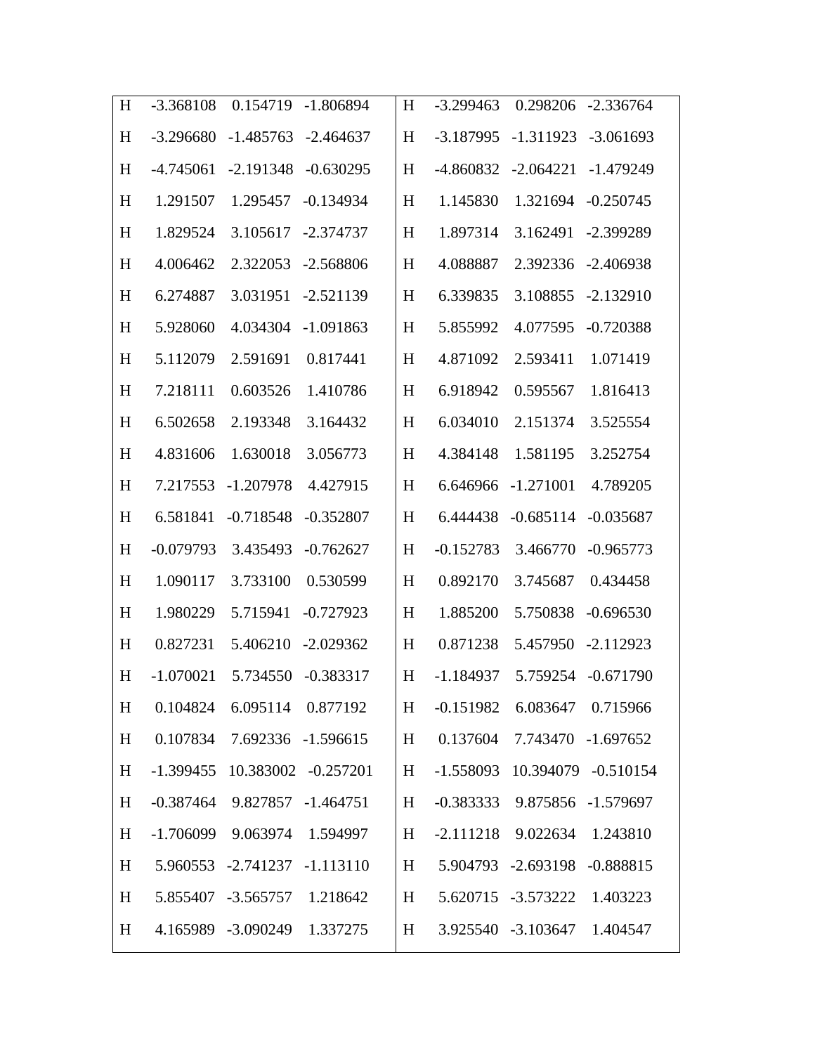| H | -3.368108 | 0.154719 | -1.806894 | H | -3.299463 | 0.298206 | -2.336764 |
|---|---|---|---|---|---|---|---|
| H | -3.296680 | -1.485763 | -2.464637 | H | -3.187995 | -1.311923 | -3.061693 |
| H | -4.745061 | -2.191348 | -0.630295 | H | -4.860832 | -2.064221 | -1.479249 |
| H | 1.291507 | 1.295457 | -0.134934 | H | 1.145830 | 1.321694 | -0.250745 |
| H | 1.829524 | 3.105617 | -2.374737 | H | 1.897314 | 3.162491 | -2.399289 |
| H | 4.006462 | 2.322053 | -2.568806 | H | 4.088887 | 2.392336 | -2.406938 |
| H | 6.274887 | 3.031951 | -2.521139 | H | 6.339835 | 3.108855 | -2.132910 |
| H | 5.928060 | 4.034304 | -1.091863 | H | 5.855992 | 4.077595 | -0.720388 |
| H | 5.112079 | 2.591691 | 0.817441 | H | 4.871092 | 2.593411 | 1.071419 |
| H | 7.218111 | 0.603526 | 1.410786 | H | 6.918942 | 0.595567 | 1.816413 |
| H | 6.502658 | 2.193348 | 3.164432 | H | 6.034010 | 2.151374 | 3.525554 |
| H | 4.831606 | 1.630018 | 3.056773 | H | 4.384148 | 1.581195 | 3.252754 |
| H | 7.217553 | -1.207978 | 4.427915 | H | 6.646966 | -1.271001 | 4.789205 |
| H | 6.581841 | -0.718548 | -0.352807 | H | 6.444438 | -0.685114 | -0.035687 |
| H | -0.079793 | 3.435493 | -0.762627 | H | -0.152783 | 3.466770 | -0.965773 |
| H | 1.090117 | 3.733100 | 0.530599 | H | 0.892170 | 3.745687 | 0.434458 |
| H | 1.980229 | 5.715941 | -0.727923 | H | 1.885200 | 5.750838 | -0.696530 |
| H | 0.827231 | 5.406210 | -2.029362 | H | 0.871238 | 5.457950 | -2.112923 |
| H | -1.070021 | 5.734550 | -0.383317 | H | -1.184937 | 5.759254 | -0.671790 |
| H | 0.104824 | 6.095114 | 0.877192 | H | -0.151982 | 6.083647 | 0.715966 |
| H | 0.107834 | 7.692336 | -1.596615 | H | 0.137604 | 7.743470 | -1.697652 |
| H | -1.399455 | 10.383002 | -0.257201 | H | -1.558093 | 10.394079 | -0.510154 |
| H | -0.387464 | 9.827857 | -1.464751 | H | -0.383333 | 9.875856 | -1.579697 |
| H | -1.706099 | 9.063974 | 1.594997 | H | -2.111218 | 9.022634 | 1.243810 |
| H | 5.960553 | -2.741237 | -1.113110 | H | 5.904793 | -2.693198 | -0.888815 |
| H | 5.855407 | -3.565757 | 1.218642 | H | 5.620715 | -3.573222 | 1.403223 |
| H | 4.165989 | -3.090249 | 1.337275 | H | 3.925540 | -3.103647 | 1.404547 |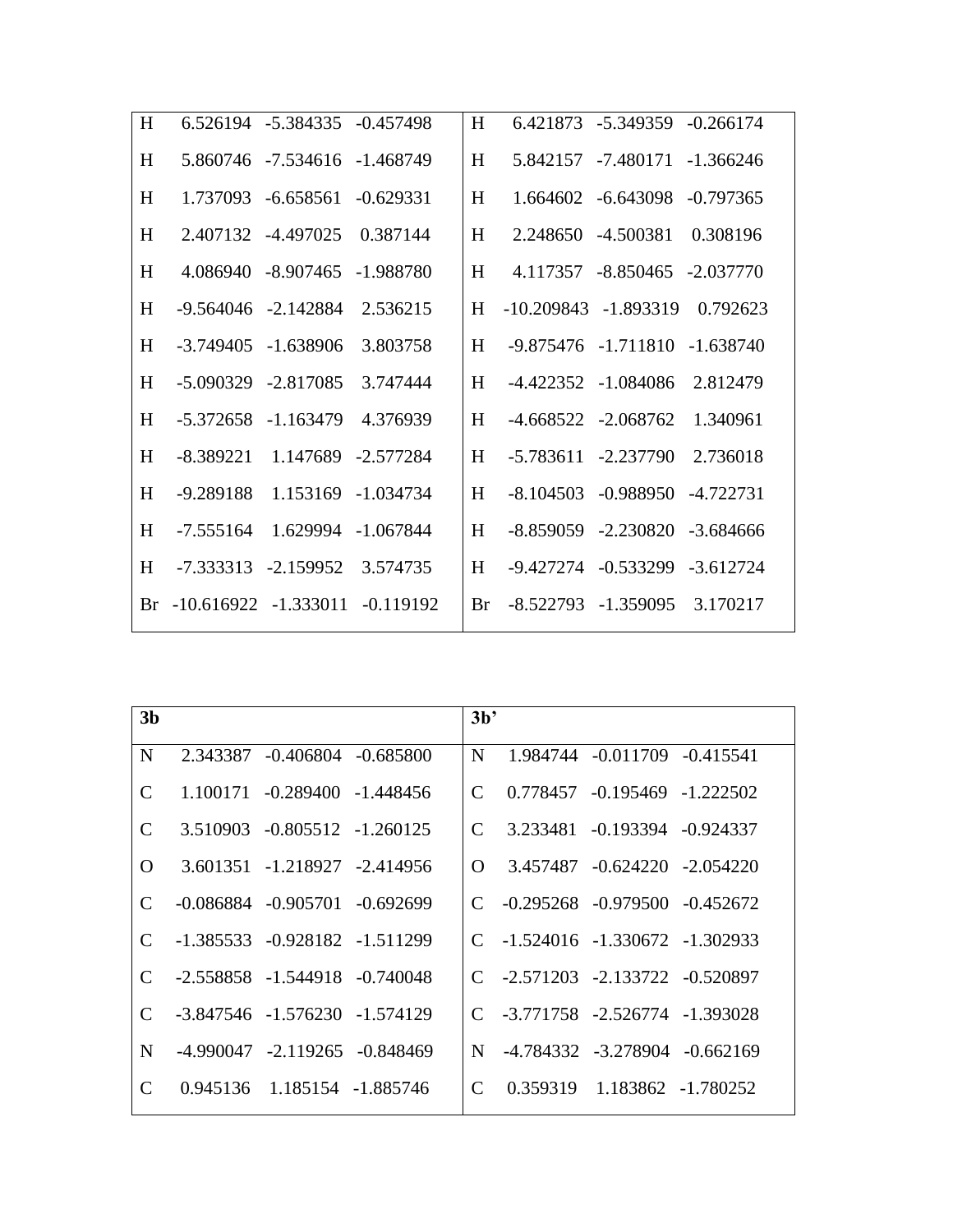| | | | | | | | |
|---|---|---|---|---|---|---|---|
| H | 6.526194 | -5.384335 | -0.457498 | H | 6.421873 | -5.349359 | -0.266174 |
| H | 5.860746 | -7.534616 | -1.468749 | H | 5.842157 | -7.480171 | -1.366246 |
| H | 1.737093 | -6.658561 | -0.629331 | H | 1.664602 | -6.643098 | -0.797365 |
| H | 2.407132 | -4.497025 | 0.387144 | H | 2.248650 | -4.500381 | 0.308196 |
| H | 4.086940 | -8.907465 | -1.988780 | H | 4.117357 | -8.850465 | -2.037770 |
| H | -9.564046 | -2.142884 | 2.536215 | H | -10.209843 | -1.893319 | 0.792623 |
| H | -3.749405 | -1.638906 | 3.803758 | H | -9.875476 | -1.711810 | -1.638740 |
| H | -5.090329 | -2.817085 | 3.747444 | H | -4.422352 | -1.084086 | 2.812479 |
| H | -5.372658 | -1.163479 | 4.376939 | H | -4.668522 | -2.068762 | 1.340961 |
| H | -8.389221 | 1.147689 | -2.577284 | H | -5.783611 | -2.237790 | 2.736018 |
| H | -9.289188 | 1.153169 | -1.034734 | H | -8.104503 | -0.988950 | -4.722731 |
| H | -7.555164 | 1.629994 | -1.067844 | H | -8.859059 | -2.230820 | -3.684666 |
| H | -7.333313 | -2.159952 | 3.574735 | H | -9.427274 | -0.533299 | -3.612724 |
| Br | -10.616922 | -1.333011 | -0.119192 | Br | -8.522793 | -1.359095 | 3.170217 |

| **3b** | | | | **3b'** | | | |
|---|---|---|---|---|---|---|---|
| N | 2.343387 | -0.406804 | -0.685800 | N | 1.984744 | -0.011709 | -0.415541 |
| C | 1.100171 | -0.289400 | -1.448456 | C | 0.778457 | -0.195469 | -1.222502 |
| C | 3.510903 | -0.805512 | -1.260125 | C | 3.233481 | -0.193394 | -0.924337 |
| O | 3.601351 | -1.218927 | -2.414956 | O | 3.457487 | -0.624220 | -2.054220 |
| C | -0.086884 | -0.905701 | -0.692699 | C | -0.295268 | -0.979500 | -0.452672 |
| C | -1.385533 | -0.928182 | -1.511299 | C | -1.524016 | -1.330672 | -1.302933 |
| C | -2.558858 | -1.544918 | -0.740048 | C | -2.571203 | -2.133722 | -0.520897 |
| C | -3.847546 | -1.576230 | -1.574129 | C | -3.771758 | -2.526774 | -1.393028 |
| N | -4.990047 | -2.119265 | -0.848469 | N | -4.784332 | -3.278904 | -0.662169 |
| C | 0.945136 | 1.185154 | -1.885746 | C | 0.359319 | 1.183862 | -1.780252 |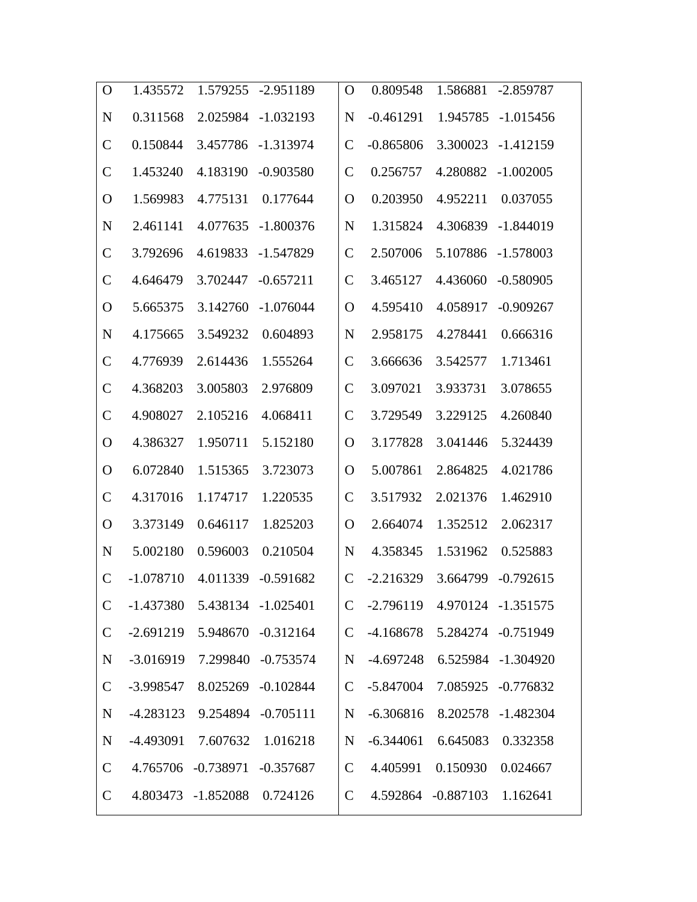| | | | | | | | |
|---|---|---|---|---|---|---|---|
| O | 1.435572 | 1.579255 | -2.951189 | O | 0.809548 | 1.586881 | -2.859787 |
| N | 0.311568 | 2.025984 | -1.032193 | N | -0.461291 | 1.945785 | -1.015456 |
| C | 0.150844 | 3.457786 | -1.313974 | C | -0.865806 | 3.300023 | -1.412159 |
| C | 1.453240 | 4.183190 | -0.903580 | C | 0.256757 | 4.280882 | -1.002005 |
| O | 1.569983 | 4.775131 | 0.177644 | O | 0.203950 | 4.952211 | 0.037055 |
| N | 2.461141 | 4.077635 | -1.800376 | N | 1.315824 | 4.306839 | -1.844019 |
| C | 3.792696 | 4.619833 | -1.547829 | C | 2.507006 | 5.107886 | -1.578003 |
| C | 4.646479 | 3.702447 | -0.657211 | C | 3.465127 | 4.436060 | -0.580905 |
| O | 5.665375 | 3.142760 | -1.076044 | O | 4.595410 | 4.058917 | -0.909267 |
| N | 4.175665 | 3.549232 | 0.604893 | N | 2.958175 | 4.278441 | 0.666316 |
| C | 4.776939 | 2.614436 | 1.555264 | C | 3.666636 | 3.542577 | 1.713461 |
| C | 4.368203 | 3.005803 | 2.976809 | C | 3.097021 | 3.933731 | 3.078655 |
| C | 4.908027 | 2.105216 | 4.068411 | C | 3.729549 | 3.229125 | 4.260840 |
| O | 4.386327 | 1.950711 | 5.152180 | O | 3.177828 | 3.041446 | 5.324439 |
| O | 6.072840 | 1.515365 | 3.723073 | O | 5.007861 | 2.864825 | 4.021786 |
| C | 4.317016 | 1.174717 | 1.220535 | C | 3.517932 | 2.021376 | 1.462910 |
| O | 3.373149 | 0.646117 | 1.825203 | O | 2.664074 | 1.352512 | 2.062317 |
| N | 5.002180 | 0.596003 | 0.210504 | N | 4.358345 | 1.531962 | 0.525883 |
| C | -1.078710 | 4.011339 | -0.591682 | C | -2.216329 | 3.664799 | -0.792615 |
| C | -1.437380 | 5.438134 | -1.025401 | C | -2.796119 | 4.970124 | -1.351575 |
| C | -2.691219 | 5.948670 | -0.312164 | C | -4.168678 | 5.284274 | -0.751949 |
| N | -3.016919 | 7.299840 | -0.753574 | N | -4.697248 | 6.525984 | -1.304920 |
| C | -3.998547 | 8.025269 | -0.102844 | C | -5.847004 | 7.085925 | -0.776832 |
| N | -4.283123 | 9.254894 | -0.705111 | N | -6.306816 | 8.202578 | -1.482304 |
| N | -4.493091 | 7.607632 | 1.016218 | N | -6.344061 | 6.645083 | 0.332358 |
| C | 4.765706 | -0.738971 | -0.357687 | C | 4.405991 | 0.150930 | 0.024667 |
| C | 4.803473 | -1.852088 | 0.724126 | C | 4.592864 | -0.887103 | 1.162641 |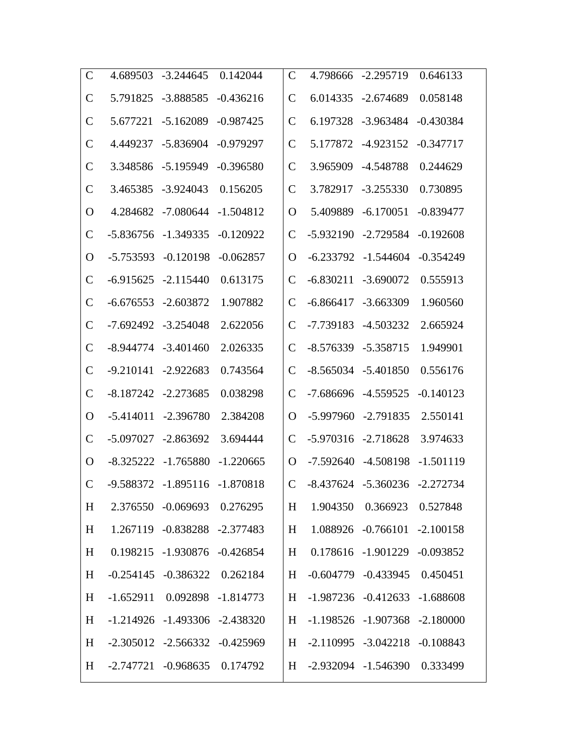| | | | | | | | |
|---|---|---|---|---|---|---|---|
| C | 4.689503 | -3.244645 | 0.142044 | C | 4.798666 | -2.295719 | 0.646133 |
| C | 5.791825 | -3.888585 | -0.436216 | C | 6.014335 | -2.674689 | 0.058148 |
| C | 5.677221 | -5.162089 | -0.987425 | C | 6.197328 | -3.963484 | -0.430384 |
| C | 4.449237 | -5.836904 | -0.979297 | C | 5.177872 | -4.923152 | -0.347717 |
| C | 3.348586 | -5.195949 | -0.396580 | C | 3.965909 | -4.548788 | 0.244629 |
| C | 3.465385 | -3.924043 | 0.156205 | C | 3.782917 | -3.255330 | 0.730895 |
| O | 4.284682 | -7.080644 | -1.504812 | O | 5.409889 | -6.170051 | -0.839477 |
| C | -5.836756 | -1.349335 | -0.120922 | C | -5.932190 | -2.729584 | -0.192608 |
| O | -5.753593 | -0.120198 | -0.062857 | O | -6.233792 | -1.544604 | -0.354249 |
| C | -6.915625 | -2.115440 | 0.613175 | C | -6.830211 | -3.690072 | 0.555913 |
| C | -6.676553 | -2.603872 | 1.907882 | C | -6.866417 | -3.663309 | 1.960560 |
| C | -7.692492 | -3.254048 | 2.622056 | C | -7.739183 | -4.503232 | 2.665924 |
| C | -8.944774 | -3.401460 | 2.026335 | C | -8.576339 | -5.358715 | 1.949901 |
| C | -9.210141 | -2.922683 | 0.743564 | C | -8.565034 | -5.401850 | 0.556176 |
| C | -8.187242 | -2.273685 | 0.038298 | C | -7.686696 | -4.559525 | -0.140123 |
| O | -5.414011 | -2.396780 | 2.384208 | O | -5.997960 | -2.791835 | 2.550141 |
| C | -5.097027 | -2.863692 | 3.694444 | C | -5.970316 | -2.718628 | 3.974633 |
| O | -8.325222 | -1.765880 | -1.220665 | O | -7.592640 | -4.508198 | -1.501119 |
| C | -9.588372 | -1.895116 | -1.870818 | C | -8.437624 | -5.360236 | -2.272734 |
| H | 2.376550 | -0.069693 | 0.276295 | H | 1.904350 | 0.366923 | 0.527848 |
| H | 1.267119 | -0.838288 | -2.377483 | H | 1.088926 | -0.766101 | -2.100158 |
| H | 0.198215 | -1.930876 | -0.426854 | H | 0.178616 | -1.901229 | -0.093852 |
| H | -0.254145 | -0.386322 | 0.262184 | H | -0.604779 | -0.433945 | 0.450451 |
| H | -1.652911 | 0.092898 | -1.814773 | H | -1.987236 | -0.412633 | -1.688608 |
| H | -1.214926 | -1.493306 | -2.438320 | H | -1.198526 | -1.907368 | -2.180000 |
| H | -2.305012 | -2.566332 | -0.425969 | H | -2.110995 | -3.042218 | -0.108843 |
| H | -2.747721 | -0.968635 | 0.174792 | H | -2.932094 | -1.546390 | 0.333499 |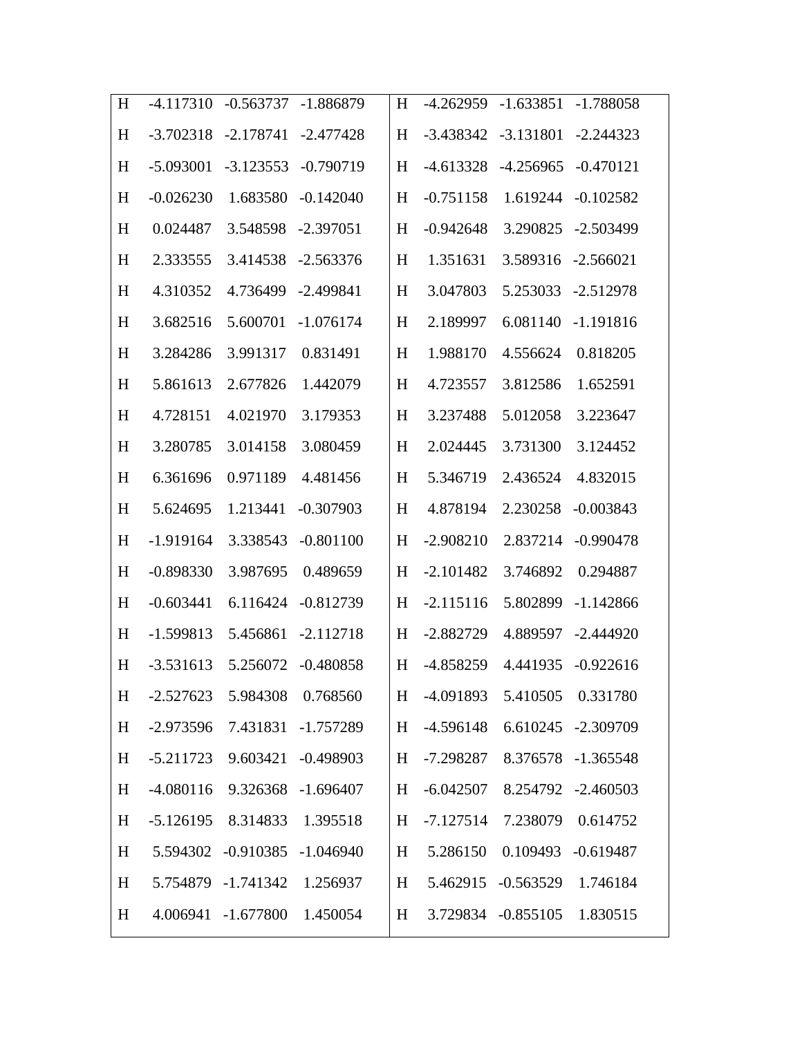| H | -4.117310 | -0.563737 | -1.886879 | H | -4.262959 | -1.633851 | -1.788058 |
|---|---|---|---|---|---|---|---|
| H | -3.702318 | -2.178741 | -2.477428 | H | -3.438342 | -3.131801 | -2.244323 |
| H | -5.093001 | -3.123553 | -0.790719 | H | -4.613328 | -4.256965 | -0.470121 |
| H | -0.026230 | 1.683580 | -0.142040 | H | -0.751158 | 1.619244 | -0.102582 |
| H | 0.024487 | 3.548598 | -2.397051 | H | -0.942648 | 3.290825 | -2.503499 |
| H | 2.333555 | 3.414538 | -2.563376 | H | 1.351631 | 3.589316 | -2.566021 |
| H | 4.310352 | 4.736499 | -2.499841 | H | 3.047803 | 5.253033 | -2.512978 |
| H | 3.682516 | 5.600701 | -1.076174 | H | 2.189997 | 6.081140 | -1.191816 |
| H | 3.284286 | 3.991317 | 0.831491 | H | 1.988170 | 4.556624 | 0.818205 |
| H | 5.861613 | 2.677826 | 1.442079 | H | 4.723557 | 3.812586 | 1.652591 |
| H | 4.728151 | 4.021970 | 3.179353 | H | 3.237488 | 5.012058 | 3.223647 |
| H | 3.280785 | 3.014158 | 3.080459 | H | 2.024445 | 3.731300 | 3.124452 |
| H | 6.361696 | 0.971189 | 4.481456 | H | 5.346719 | 2.436524 | 4.832015 |
| H | 5.624695 | 1.213441 | -0.307903 | H | 4.878194 | 2.230258 | -0.003843 |
| H | -1.919164 | 3.338543 | -0.801100 | H | -2.908210 | 2.837214 | -0.990478 |
| H | -0.898330 | 3.987695 | 0.489659 | H | -2.101482 | 3.746892 | 0.294887 |
| H | -0.603441 | 6.116424 | -0.812739 | H | -2.115116 | 5.802899 | -1.142866 |
| H | -1.599813 | 5.456861 | -2.112718 | H | -2.882729 | 4.889597 | -2.444920 |
| H | -3.531613 | 5.256072 | -0.480858 | H | -4.858259 | 4.441935 | -0.922616 |
| H | -2.527623 | 5.984308 | 0.768560 | H | -4.091893 | 5.410505 | 0.331780 |
| H | -2.973596 | 7.431831 | -1.757289 | H | -4.596148 | 6.610245 | -2.309709 |
| H | -5.211723 | 9.603421 | -0.498903 | H | -7.298287 | 8.376578 | -1.365548 |
| H | -4.080116 | 9.326368 | -1.696407 | H | -6.042507 | 8.254792 | -2.460503 |
| H | -5.126195 | 8.314833 | 1.395518 | H | -7.127514 | 7.238079 | 0.614752 |
| H | 5.594302 | -0.910385 | -1.046940 | H | 5.286150 | 0.109493 | -0.619487 |
| H | 5.754879 | -1.741342 | 1.256937 | H | 5.462915 | -0.563529 | 1.746184 |
| H | 4.006941 | -1.677800 | 1.450054 | H | 3.729834 | -0.855105 | 1.830515 |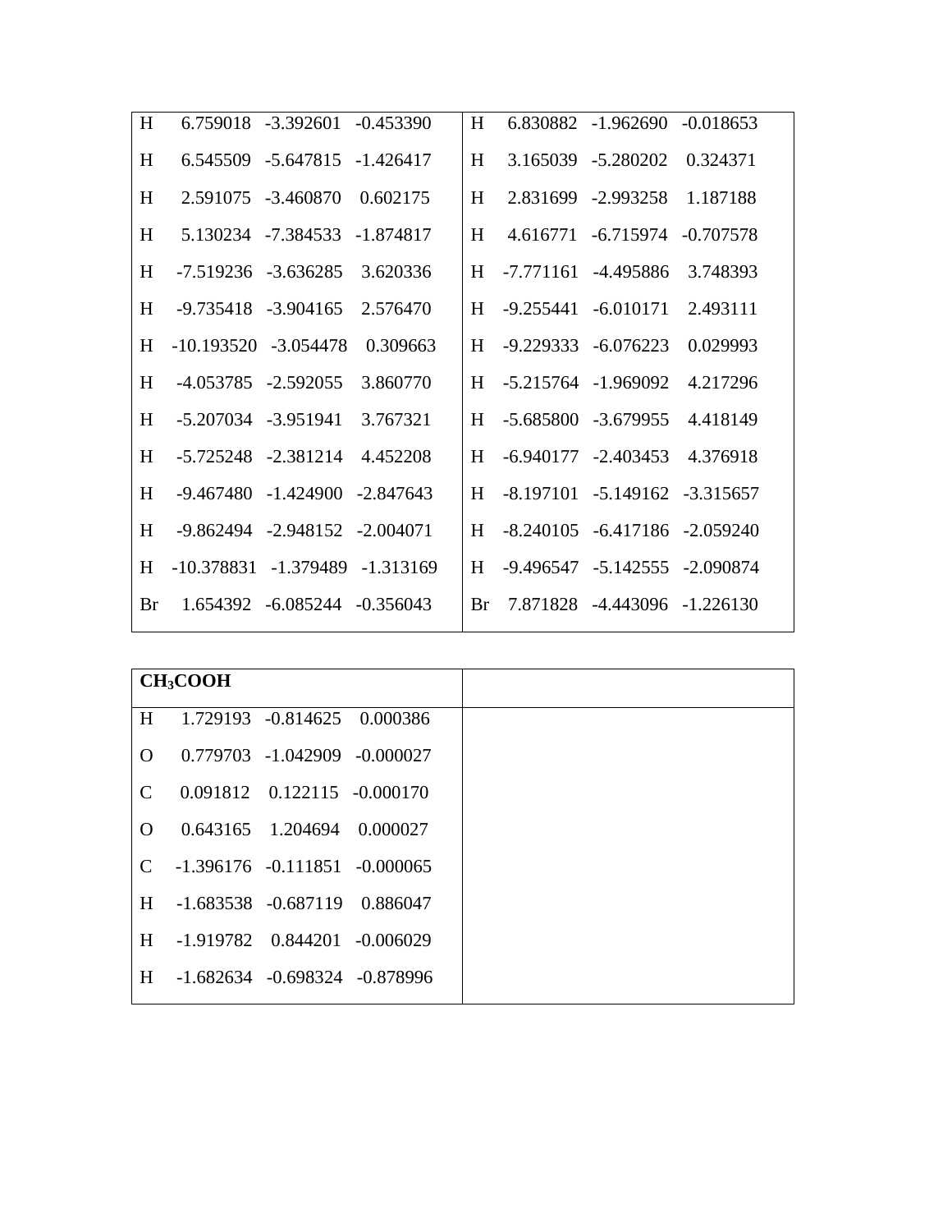| | |
|---|---|
| H 6.759018 -3.392601 -0.453390 | H 6.830882 -1.962690 -0.018653 |
| H 6.545509 -5.647815 -1.426417 | H 3.165039 -5.280202 0.324371 |
| H 2.591075 -3.460870 0.602175 | H 2.831699 -2.993258 1.187188 |
| H 5.130234 -7.384533 -1.874817 | H 4.616771 -6.715974 -0.707578 |
| H -7.519236 -3.636285 3.620336 | H -7.771161 -4.495886 3.748393 |
| H -9.735418 -3.904165 2.576470 | H -9.255441 -6.010171 2.493111 |
| H -10.193520 -3.054478 0.309663 | H -9.229333 -6.076223 0.029993 |
| H -4.053785 -2.592055 3.860770 | H -5.215764 -1.969092 4.217296 |
| H -5.207034 -3.951941 3.767321 | H -5.685800 -3.679955 4.418149 |
| H -5.725248 -2.381214 4.452208 | H -6.940177 -2.403453 4.376918 |
| H -9.467480 -1.424900 -2.847643 | H -8.197101 -5.149162 -3.315657 |
| H -9.862494 -2.948152 -2.004071 | H -8.240105 -6.417186 -2.059240 |
| H -10.378831 -1.379489 -1.313169 | H -9.496547 -5.142555 -2.090874 |
| Br 1.654392 -6.085244 -0.356043 | Br 7.871828 -4.443096 -1.226130 |

| **$CH_3COOH$** | |
|---|---|
| H 1.729193 -0.814625 0.000386 | |
| O 0.779703 -1.042909 -0.000027 | |
| C 0.091812 0.122115 -0.000170 | |
| O 0.643165 1.204694 0.000027 | |
| C -1.396176 -0.111851 -0.000065 | |
| H -1.683538 -0.687119 0.886047 | |
| H -1.919782 0.844201 -0.006029 | |
| H -1.682634 -0.698324 -0.878996 | |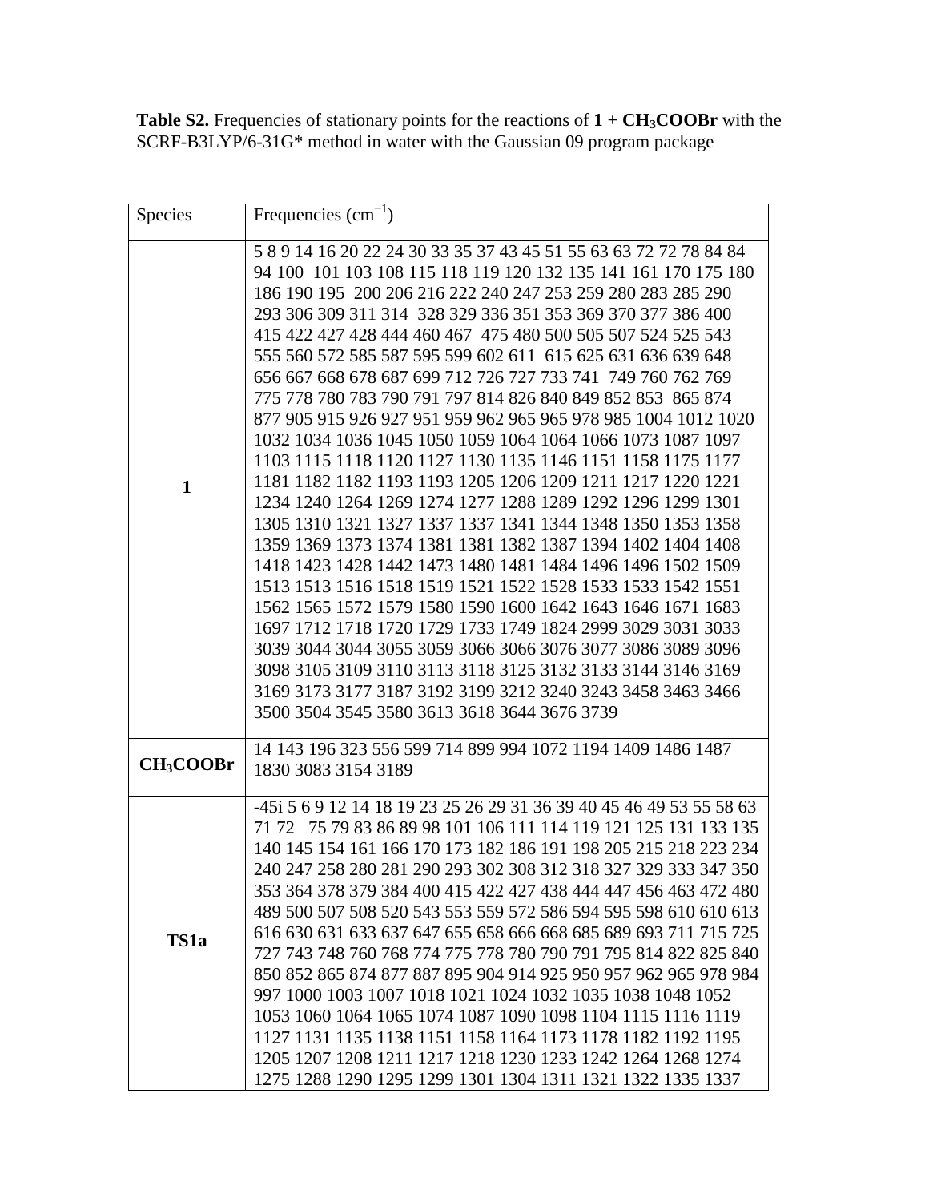**Table S2.** Frequencies of stationary points for the reactions of **1 + $CH_3COOBr$** with the SCRF-B3LYP/6-31G* method in water with the Gaussian 09 program package

| Species | Frequencies ($cm^{-1}$) |
|---|---|
| **1** | 5 8 9 14 16 20 22 24 30 33 35 37 43 45 51 55 63 63 72 72 78 84 84 94 100 101 103 108 115 118 119 120 132 135 141 161 170 175 180 186 190 195 200 206 216 222 240 247 253 259 280 283 285 290 293 306 309 311 314 328 329 336 351 353 369 370 377 386 400 415 422 427 428 444 460 467 475 480 500 505 507 524 525 543 555 560 572 585 587 595 599 602 611 615 625 631 636 639 648 656 667 668 678 687 699 712 726 727 733 741 749 760 762 769 775 778 780 783 790 791 797 814 826 840 849 852 853 865 874 877 905 915 926 927 951 959 962 965 965 978 985 1004 1012 1020 1032 1034 1036 1045 1050 1059 1064 1064 1066 1073 1087 1097 1103 1115 1118 1120 1127 1130 1135 1146 1151 1158 1175 1177 1181 1182 1182 1193 1193 1205 1206 1209 1211 1217 1220 1221 1234 1240 1264 1269 1274 1277 1288 1289 1292 1296 1299 1301 1305 1310 1321 1327 1337 1337 1341 1344 1348 1350 1353 1358 1359 1369 1373 1374 1381 1381 1382 1387 1394 1402 1404 1408 1418 1423 1428 1442 1473 1480 1481 1484 1496 1496 1502 1509 1513 1513 1516 1518 1519 1521 1522 1528 1533 1533 1542 1551 1562 1565 1572 1579 1580 1590 1600 1642 1643 1646 1671 1683 1697 1712 1718 1720 1729 1733 1749 1824 2999 3029 3031 3033 3039 3044 3044 3055 3059 3066 3066 3076 3077 3086 3089 3096 3098 3105 3109 3110 3113 3118 3125 3132 3133 3144 3146 3169 3169 3173 3177 3187 3192 3199 3212 3240 3243 3458 3463 3466 3500 3504 3545 3580 3613 3618 3644 3676 3739 |
| **$CH_3COOBr$** | 14 143 196 323 556 599 714 899 994 1072 1194 1409 1486 1487 1830 3083 3154 3189 |
| **TS1a** | -45i 5 6 9 12 14 18 19 23 25 26 29 31 36 39 40 45 46 49 53 55 58 63 71 72 75 79 83 86 89 98 101 106 111 114 119 121 125 131 133 135 140 145 154 161 166 170 173 182 186 191 198 205 215 218 223 234 240 247 258 280 281 290 293 302 308 312 318 327 329 333 347 350 353 364 378 379 384 400 415 422 427 438 444 447 456 463 472 480 489 500 507 508 520 543 553 559 572 586 594 595 598 610 610 613 616 630 631 633 637 647 655 658 666 668 685 689 693 711 715 725 727 743 748 760 768 774 775 778 780 790 791 795 814 822 825 840 850 852 865 874 877 887 895 904 914 925 950 957 962 965 978 984 997 1000 1003 1007 1018 1021 1024 1032 1035 1038 1048 1052 1053 1060 1064 1065 1074 1087 1090 1098 1104 1115 1116 1119 1127 1131 1135 1138 1151 1158 1164 1173 1178 1182 1192 1195 1205 1207 1208 1211 1217 1218 1230 1233 1242 1264 1268 1274 1275 1288 1290 1295 1299 1301 1304 1311 1321 1322 1335 1337 |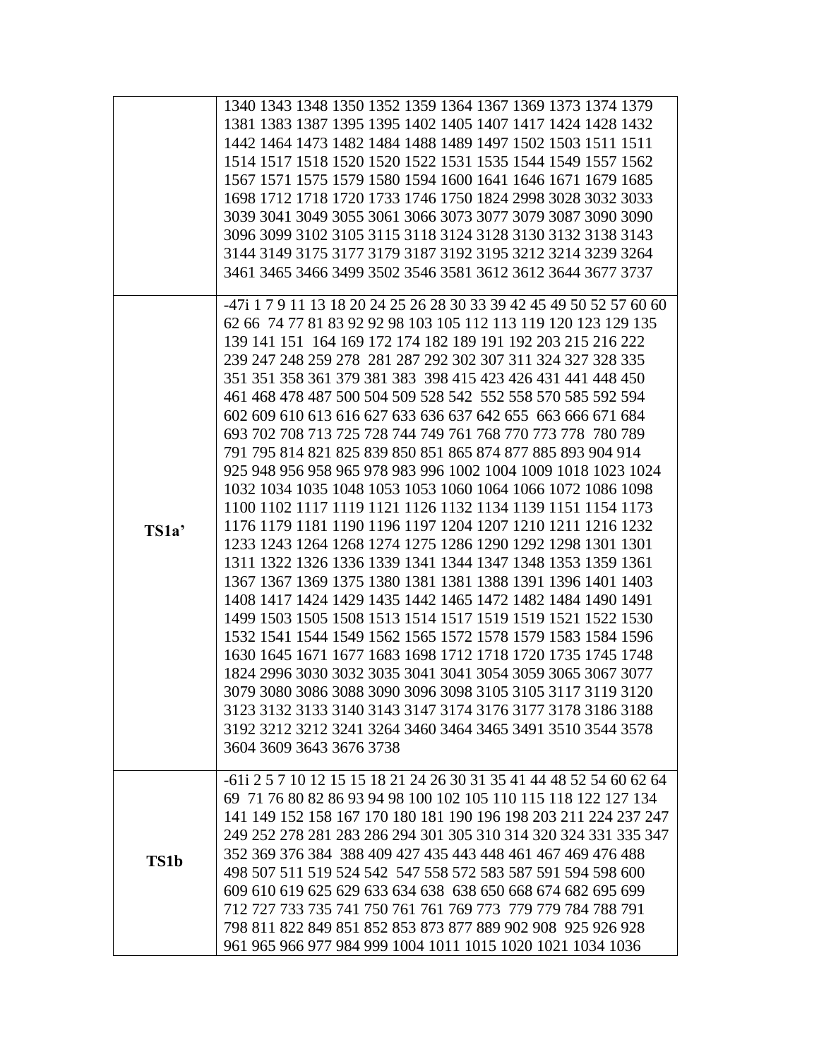|  |  |
|---|---|
|  | 1340 1343 1348 1350 1352 1359 1364 1367 1369 1373 1374 1379 1381 1383 1387 1395 1395 1402 1405 1407 1417 1424 1428 1432 1442 1464 1473 1482 1484 1488 1489 1497 1502 1503 1511 1511 1514 1517 1518 1520 1520 1522 1531 1535 1544 1549 1557 1562 1567 1571 1575 1579 1580 1594 1600 1641 1646 1671 1679 1685 1698 1712 1718 1720 1733 1746 1750 1824 2998 3028 3032 3033 3039 3041 3049 3055 3061 3066 3073 3077 3079 3087 3090 3090 3096 3099 3102 3105 3115 3118 3124 3128 3130 3132 3138 3143 3144 3149 3175 3177 3179 3187 3192 3195 3212 3214 3239 3264 3461 3465 3466 3499 3502 3546 3581 3612 3612 3644 3677 3737 |
| **TS1a'** | -47i 1 7 9 11 13 18 20 24 25 26 28 30 33 39 42 45 49 50 52 57 60 60 62 66 74 77 81 83 92 92 98 103 105 112 113 119 120 123 129 135 139 141 151 164 169 172 174 182 189 191 192 203 215 216 222 239 247 248 259 278 281 287 292 302 307 311 324 327 328 335 351 351 358 361 379 381 383 398 415 423 426 431 441 448 450 461 468 478 487 500 504 509 528 542 552 558 570 585 592 594 602 609 610 613 616 627 633 636 637 642 655 663 666 671 684 693 702 708 713 725 728 744 749 761 768 770 773 778 780 789 791 795 814 821 825 839 850 851 865 874 877 885 893 904 914 925 948 956 958 965 978 983 996 1002 1004 1009 1018 1023 1024 1032 1034 1035 1048 1053 1053 1060 1064 1066 1072 1086 1098 1100 1102 1117 1119 1121 1126 1132 1134 1139 1151 1154 1173 1176 1179 1181 1190 1196 1197 1204 1207 1210 1211 1216 1232 1233 1243 1264 1268 1274 1275 1286 1290 1292 1298 1301 1301 1311 1322 1326 1336 1339 1341 1344 1347 1348 1353 1359 1361 1367 1367 1369 1375 1380 1381 1381 1388 1391 1396 1401 1403 1408 1417 1424 1429 1435 1442 1465 1472 1482 1484 1490 1491 1499 1503 1505 1508 1513 1514 1517 1519 1519 1521 1522 1530 1532 1541 1544 1549 1562 1565 1572 1578 1579 1583 1584 1596 1630 1645 1671 1677 1683 1698 1712 1718 1720 1735 1745 1748 1824 2996 3030 3032 3035 3041 3041 3054 3059 3065 3067 3077 3079 3080 3086 3088 3090 3096 3098 3105 3105 3117 3119 3120 3123 3132 3133 3140 3143 3147 3174 3176 3177 3178 3186 3188 3192 3212 3212 3241 3264 3460 3464 3465 3491 3510 3544 3578 3604 3609 3643 3676 3738 |
| **TS1b** | -61i 2 5 7 10 12 15 15 18 21 24 26 30 31 35 41 44 48 52 54 60 62 64 69 71 76 80 82 86 93 94 98 100 102 105 110 115 118 122 127 134 141 149 152 158 167 170 180 181 190 196 198 203 211 224 237 247 249 252 278 281 283 286 294 301 305 310 314 320 324 331 335 347 352 369 376 384 388 409 427 435 443 448 461 467 469 476 488 498 507 511 519 524 542 547 558 572 583 587 591 594 598 600 609 610 619 625 629 633 634 638 638 650 668 674 682 695 699 712 727 733 735 741 750 761 761 769 773 779 779 784 788 791 798 811 822 849 851 852 853 873 877 889 902 908 925 926 928 961 965 966 977 984 999 1004 1011 1015 1020 1021 1034 1036 |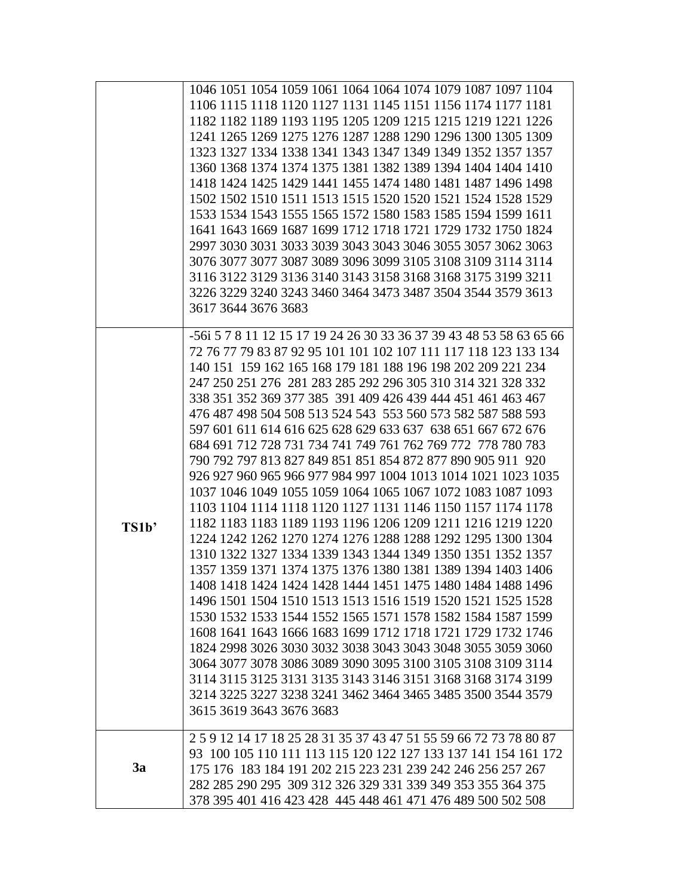| | |
|---|---|
| | 1046 1051 1054 1059 1061 1064 1064 1074 1079 1087 1097 1104 1106 1115 1118 1120 1127 1131 1145 1151 1156 1174 1177 1181 1182 1182 1189 1193 1195 1205 1209 1215 1215 1219 1221 1226 1241 1265 1269 1275 1276 1287 1288 1290 1296 1300 1305 1309 1323 1327 1334 1338 1341 1343 1347 1349 1349 1352 1357 1357 1360 1368 1374 1374 1375 1381 1382 1389 1394 1404 1404 1410 1418 1424 1425 1429 1441 1455 1474 1480 1481 1487 1496 1498 1502 1502 1510 1511 1513 1515 1520 1520 1521 1524 1528 1529 1533 1534 1543 1555 1565 1572 1580 1583 1585 1594 1599 1611 1641 1643 1669 1687 1699 1712 1718 1721 1729 1732 1750 1824 2997 3030 3031 3033 3039 3043 3043 3046 3055 3057 3062 3063 3076 3077 3077 3087 3089 3096 3099 3105 3108 3109 3114 3114 3116 3122 3129 3136 3140 3143 3158 3168 3168 3175 3199 3211 3226 3229 3240 3243 3460 3464 3473 3487 3504 3544 3579 3613 3617 3644 3676 3683 |
| **TS1b'** | -56i 5 7 8 11 12 15 17 19 24 26 30 33 36 37 39 43 48 53 58 63 65 66 72 76 77 79 83 87 92 95 101 101 102 107 111 117 118 123 133 134 140 151 159 162 165 168 179 181 188 196 198 202 209 221 234 247 250 251 276 281 283 285 292 296 305 310 314 321 328 332 338 351 352 369 377 385 391 409 426 439 444 451 461 463 467 476 487 498 504 508 513 524 543 553 560 573 582 587 588 593 597 601 611 614 616 625 628 629 633 637 638 651 667 672 676 684 691 712 728 731 734 741 749 761 762 769 772 778 780 783 790 792 797 813 827 849 851 851 854 872 877 890 905 911 920 926 927 960 965 966 977 984 997 1004 1013 1014 1021 1023 1035 1037 1046 1049 1055 1059 1064 1065 1067 1072 1083 1087 1093 1103 1104 1114 1118 1120 1127 1131 1146 1150 1157 1174 1178 1182 1183 1183 1189 1193 1196 1206 1209 1211 1216 1219 1220 1224 1242 1262 1270 1274 1276 1288 1288 1292 1295 1300 1304 1310 1322 1327 1334 1339 1343 1344 1349 1350 1351 1352 1357 1357 1359 1371 1374 1375 1376 1380 1381 1389 1394 1403 1406 1408 1418 1424 1424 1428 1444 1451 1475 1480 1484 1488 1496 1496 1501 1504 1510 1513 1513 1516 1519 1520 1521 1525 1528 1530 1532 1533 1544 1552 1565 1571 1578 1582 1584 1587 1599 1608 1641 1643 1666 1683 1699 1712 1718 1721 1729 1732 1746 1824 2998 3026 3030 3032 3038 3043 3043 3048 3055 3059 3060 3064 3077 3078 3086 3089 3090 3095 3100 3105 3108 3109 3114 3114 3115 3125 3131 3135 3143 3146 3151 3168 3168 3174 3199 3214 3225 3227 3238 3241 3462 3464 3465 3485 3500 3544 3579 3615 3619 3643 3676 3683 |
| **3a** | 2 5 9 12 14 17 18 25 28 31 35 37 43 47 51 55 59 66 72 73 78 80 87 93 100 105 110 111 113 115 120 122 127 133 137 141 154 161 172 175 176 183 184 191 202 215 223 231 239 242 246 256 257 267 282 285 290 295 309 312 326 329 331 339 349 353 355 364 375 378 395 401 416 423 428 445 448 461 471 476 489 500 502 508 |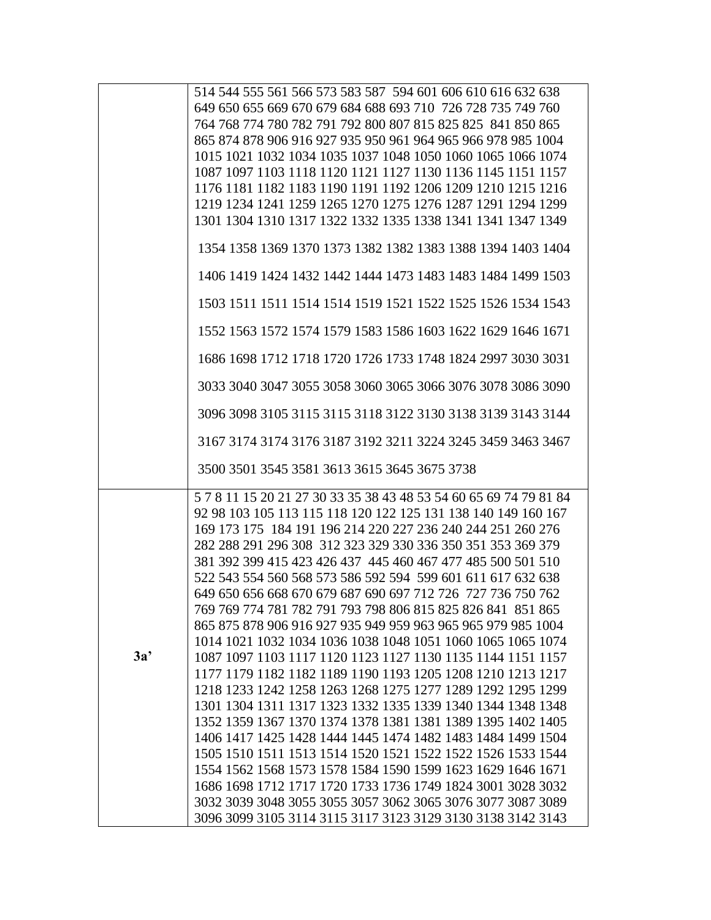| | |
|---|---|
| | 514 544 555 561 566 573 583 587 594 601 606 610 616 632 638 649 650 655 669 670 679 684 688 693 710 726 728 735 749 760 764 768 774 780 782 791 792 800 807 815 825 825 841 850 865 865 874 878 906 916 927 935 950 961 964 965 966 978 985 1004 1015 1021 1032 1034 1035 1037 1048 1050 1060 1065 1066 1074 1087 1097 1103 1118 1120 1121 1127 1130 1136 1145 1151 1157 1176 1181 1182 1183 1190 1191 1192 1206 1209 1210 1215 1216 1219 1234 1241 1259 1265 1270 1275 1276 1287 1291 1294 1299 1301 1304 1310 1317 1322 1332 1335 1338 1341 1341 1347 1349 1354 1358 1369 1370 1373 1382 1382 1383 1388 1394 1403 1404 1406 1419 1424 1432 1442 1444 1473 1483 1483 1484 1499 1503 1503 1511 1511 1514 1514 1519 1521 1522 1525 1526 1534 1543 1552 1563 1572 1574 1579 1583 1586 1603 1622 1629 1646 1671 1686 1698 1712 1718 1720 1726 1733 1748 1824 2997 3030 3031 3033 3040 3047 3055 3058 3060 3065 3066 3076 3078 3086 3090 3096 3098 3105 3115 3115 3118 3122 3130 3138 3139 3143 3144 3167 3174 3174 3176 3187 3192 3211 3224 3245 3459 3463 3467 3500 3501 3545 3581 3613 3615 3645 3675 3738 |
| **3a'** | 5 7 8 11 15 20 21 27 30 33 35 38 43 48 53 54 60 65 69 74 79 81 84 92 98 103 105 113 115 118 120 122 125 131 138 140 149 160 167 169 173 175 184 191 196 214 220 227 236 240 244 251 260 276 282 288 291 296 308 312 323 329 330 336 350 351 353 369 379 381 392 399 415 423 426 437 445 460 467 477 485 500 501 510 522 543 554 560 568 573 586 592 594 599 601 611 617 632 638 649 650 656 668 670 679 687 690 697 712 726 727 736 750 762 769 769 774 781 782 791 793 798 806 815 825 826 841 851 865 865 875 878 906 916 927 935 949 959 963 965 965 979 985 1004 1014 1021 1032 1034 1036 1038 1048 1051 1060 1065 1065 1074 1087 1097 1103 1117 1120 1123 1127 1130 1135 1144 1151 1157 1177 1179 1182 1182 1189 1190 1193 1205 1208 1210 1213 1217 1218 1233 1242 1258 1263 1268 1275 1277 1289 1292 1295 1299 1301 1304 1311 1317 1323 1332 1335 1339 1340 1344 1348 1348 1352 1359 1367 1370 1374 1378 1381 1381 1389 1395 1402 1405 1406 1417 1425 1428 1444 1445 1474 1482 1483 1484 1499 1504 1505 1510 1511 1513 1514 1520 1521 1522 1522 1526 1533 1544 1554 1562 1568 1573 1578 1584 1590 1599 1623 1629 1646 1671 1686 1698 1712 1717 1720 1733 1736 1749 1824 3001 3028 3032 3032 3039 3048 3055 3055 3057 3062 3065 3076 3077 3087 3089 3096 3099 3105 3114 3115 3117 3123 3129 3130 3138 3142 3143 |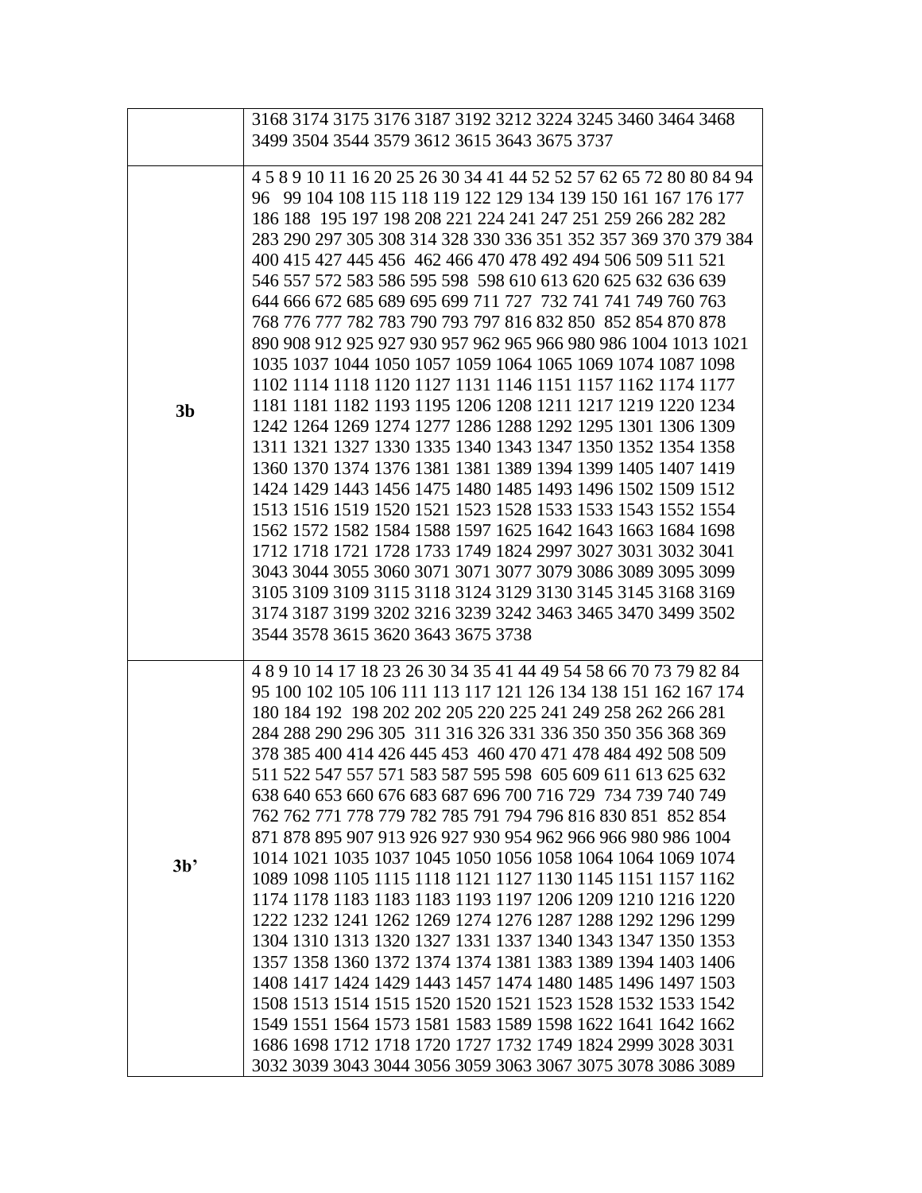|  |  |
|---|---|
|  | 3168 3174 3175 3176 3187 3192 3212 3224 3245 3460 3464 3468 3499 3504 3544 3579 3612 3615 3643 3675 3737 |
| **3b** | 4 5 8 9 10 11 16 20 25 26 30 34 41 44 52 52 57 62 65 72 80 80 84 94 96 99 104 108 115 118 119 122 129 134 139 150 161 167 176 177 186 188 195 197 198 208 221 224 241 247 251 259 266 282 282 283 290 297 305 308 314 328 330 336 351 352 357 369 370 379 384 400 415 427 445 456 462 466 470 478 492 494 506 509 511 521 546 557 572 583 586 595 598 598 610 613 620 625 632 636 639 644 666 672 685 689 695 699 711 727 732 741 741 749 760 763 768 776 777 782 783 790 793 797 816 832 850 852 854 870 878 890 908 912 925 927 930 957 962 965 966 980 986 1004 1013 1021 1035 1037 1044 1050 1057 1059 1064 1065 1069 1074 1087 1098 1102 1114 1118 1120 1127 1131 1146 1151 1157 1162 1174 1177 1181 1181 1182 1193 1195 1206 1208 1211 1217 1219 1220 1234 1242 1264 1269 1274 1277 1286 1288 1292 1295 1301 1306 1309 1311 1321 1327 1330 1335 1340 1343 1347 1350 1352 1354 1358 1360 1370 1374 1376 1381 1381 1389 1394 1399 1405 1407 1419 1424 1429 1443 1456 1475 1480 1485 1493 1496 1502 1509 1512 1513 1516 1519 1520 1521 1523 1528 1533 1533 1543 1552 1554 1562 1572 1582 1584 1588 1597 1625 1642 1643 1663 1684 1698 1712 1718 1721 1728 1733 1749 1824 2997 3027 3031 3032 3041 3043 3044 3055 3060 3071 3071 3077 3079 3086 3089 3095 3099 3105 3109 3109 3115 3118 3124 3129 3130 3145 3145 3168 3169 3174 3187 3199 3202 3216 3239 3242 3463 3465 3470 3499 3502 3544 3578 3615 3620 3643 3675 3738 |
| **3b’** | 4 8 9 10 14 17 18 23 26 30 34 35 41 44 49 54 58 66 70 73 79 82 84 95 100 102 105 106 111 113 117 121 126 134 138 151 162 167 174 180 184 192 198 202 202 205 220 225 241 249 258 262 266 281 284 288 290 296 305 311 316 326 331 336 350 350 356 368 369 378 385 400 414 426 445 453 460 470 471 478 484 492 508 509 511 522 547 557 571 583 587 595 598 605 609 611 613 625 632 638 640 653 660 676 683 687 696 700 716 729 734 739 740 749 762 762 771 778 779 782 785 791 794 796 816 830 851 852 854 871 878 895 907 913 926 927 930 954 962 966 966 980 986 1004 1014 1021 1035 1037 1045 1050 1056 1058 1064 1064 1069 1074 1089 1098 1105 1115 1118 1121 1127 1130 1145 1151 1157 1162 1174 1178 1183 1183 1183 1193 1197 1206 1209 1210 1216 1220 1222 1232 1241 1262 1269 1274 1276 1287 1288 1292 1296 1299 1304 1310 1313 1320 1327 1331 1337 1340 1343 1347 1350 1353 1357 1358 1360 1372 1374 1374 1381 1383 1389 1394 1403 1406 1408 1417 1424 1429 1443 1457 1474 1480 1485 1496 1497 1503 1508 1513 1514 1515 1520 1520 1521 1523 1528 1532 1533 1542 1549 1551 1564 1573 1581 1583 1589 1598 1622 1641 1642 1662 1686 1698 1712 1718 1720 1727 1732 1749 1824 2999 3028 3031 3032 3039 3043 3044 3056 3059 3063 3067 3075 3078 3086 3089 |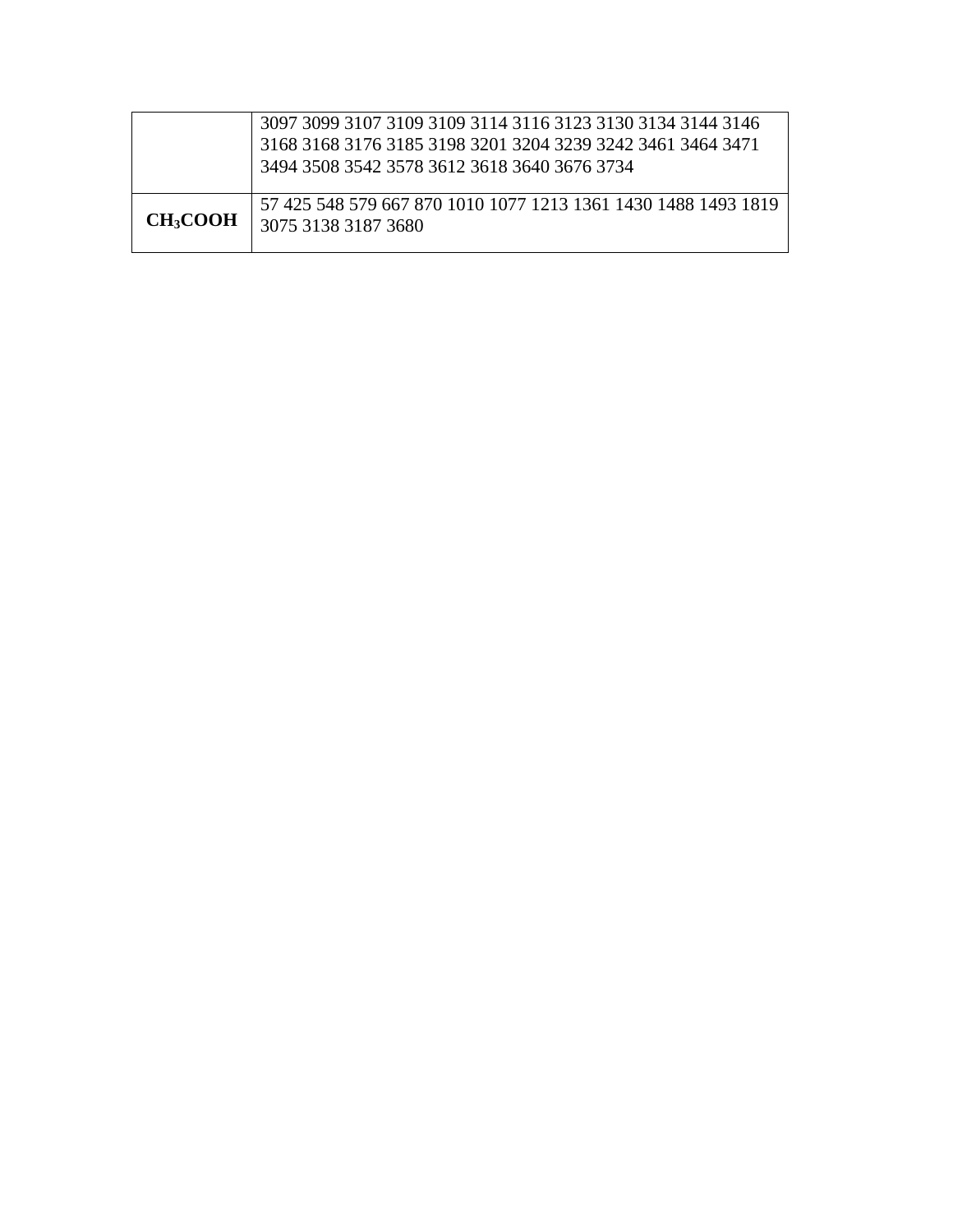| | |
|---|---|
| | 3097 3099 3107 3109 3109 3114 3116 3123 3130 3134 3144 3146 3168 3168 3176 3185 3198 3201 3204 3239 3242 3461 3464 3471 3494 3508 3542 3578 3612 3618 3640 3676 3734 |
| **$CH_3COOH$** | 57 425 548 579 667 870 1010 1077 1213 1361 1430 1488 1493 1819 3075 3138 3187 3680 |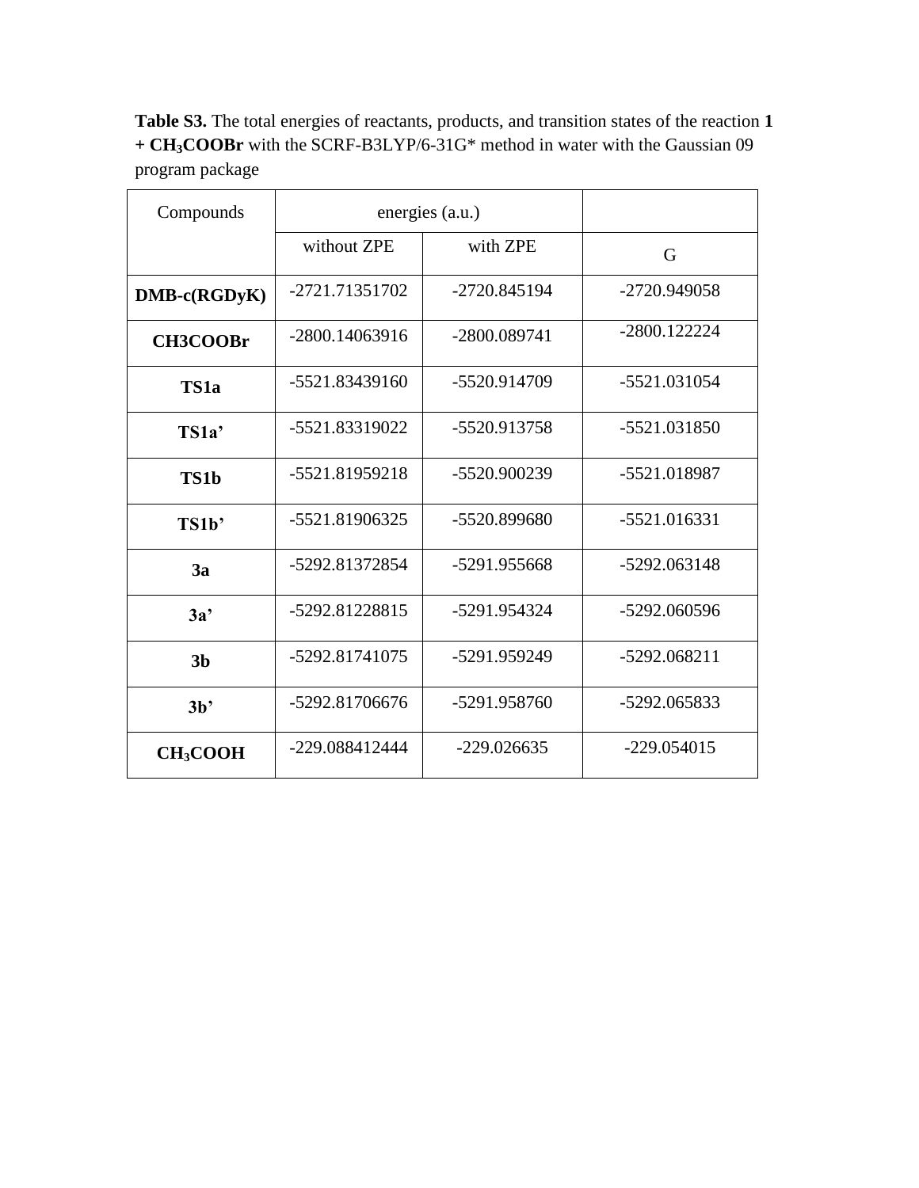**Table S3.** The total energies of reactants, products, and transition states of the reaction **1 + $CH_3COOBr$** with the SCRF-B3LYP/6-31G* method in water with the Gaussian 09 program package

| Compounds | energies (a.u.) | | |
|---|---|---|---|
| | without ZPE | with ZPE | G |
| **DMB-c(RGDyK)** | -2721.71351702 | -2720.845194 | -2720.949058 |
| **CH3COOBr** | -2800.14063916 | -2800.089741 | -2800.122224 |
| **TS1a** | -5521.83439160 | -5520.914709 | -5521.031054 |
| **TS1a’** | -5521.83319022 | -5520.913758 | -5521.031850 |
| **TS1b** | -5521.81959218 | -5520.900239 | -5521.018987 |
| **TS1b’** | -5521.81906325 | -5520.899680 | -5521.016331 |
| **3a** | -5292.81372854 | -5291.955668 | -5292.063148 |
| **3a’** | -5292.81228815 | -5291.954324 | -5292.060596 |
| **3b** | -5292.81741075 | -5291.959249 | -5292.068211 |
| **3b’** | -5292.81706676 | -5291.958760 | -5292.065833 |
| **$CH_3COOH$** | -229.088412444 | -229.026635 | -229.054015 |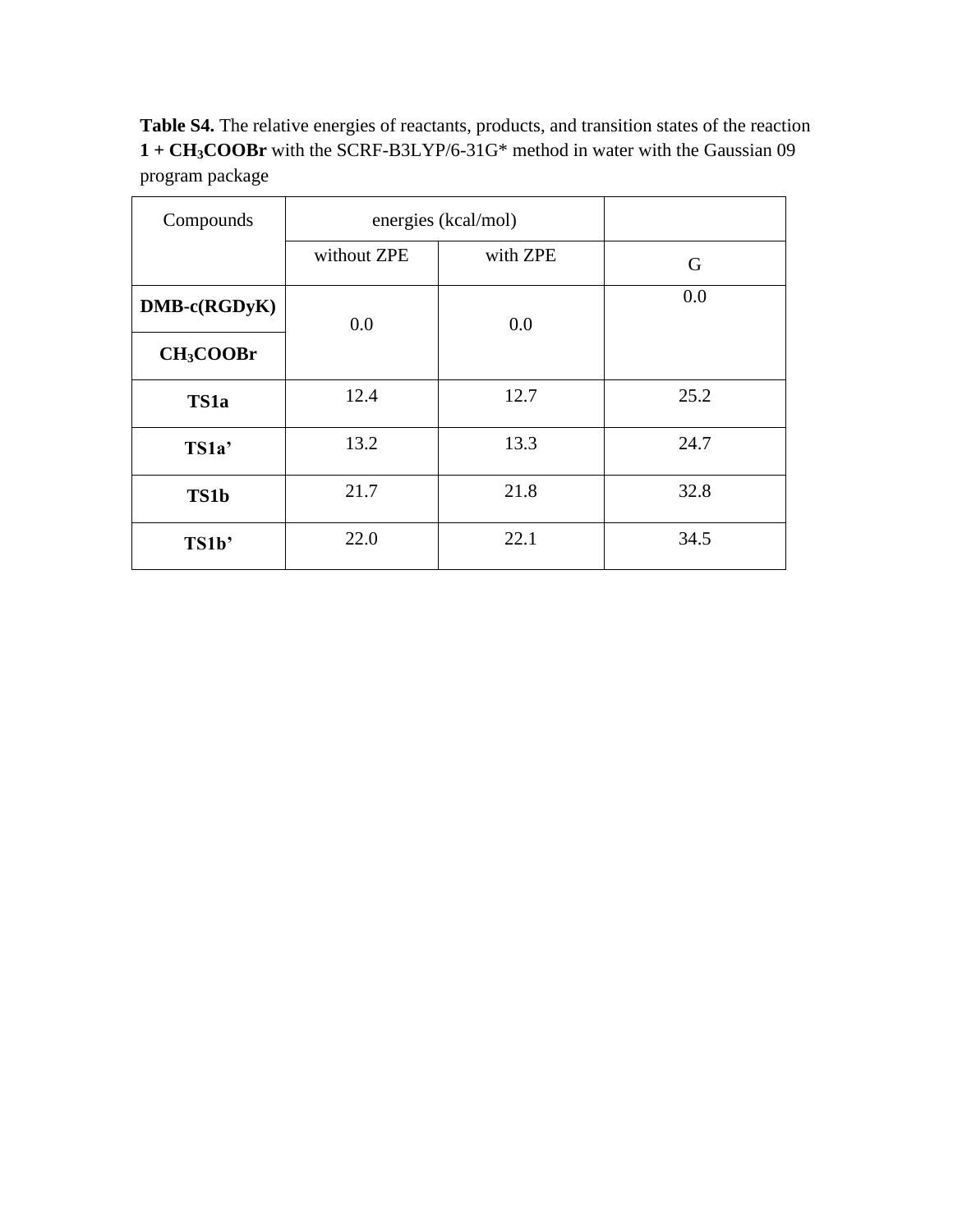**Table S4.** The relative energies of reactants, products, and transition states of the reaction **1 + $CH_3COOBr$** with the SCRF-B3LYP/6-31G* method in water with the Gaussian 09 program package

| Compounds | energies (kcal/mol) | | |
|---|---|---|---|
| | without ZPE | with ZPE | G |
| **DMB-c(RGDyK)** | 0.0 | 0.0 | 0.0 |
| **$CH_3COOBr$** | | | |
| **TS1a** | 12.4 | 12.7 | 25.2 |
| **TS1a'** | 13.2 | 13.3 | 24.7 |
| **TS1b** | 21.7 | 21.8 | 32.8 |
| **TS1b'** | 22.0 | 22.1 | 34.5 |